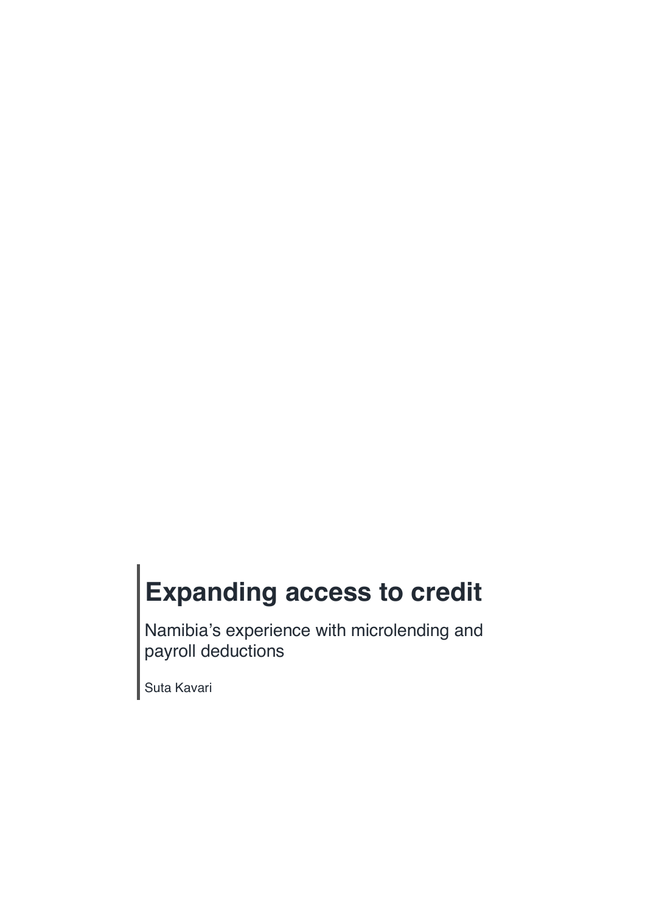# Expanding access to credit

Namibia’s experience with microlending and payroll deductions

Suta Kavari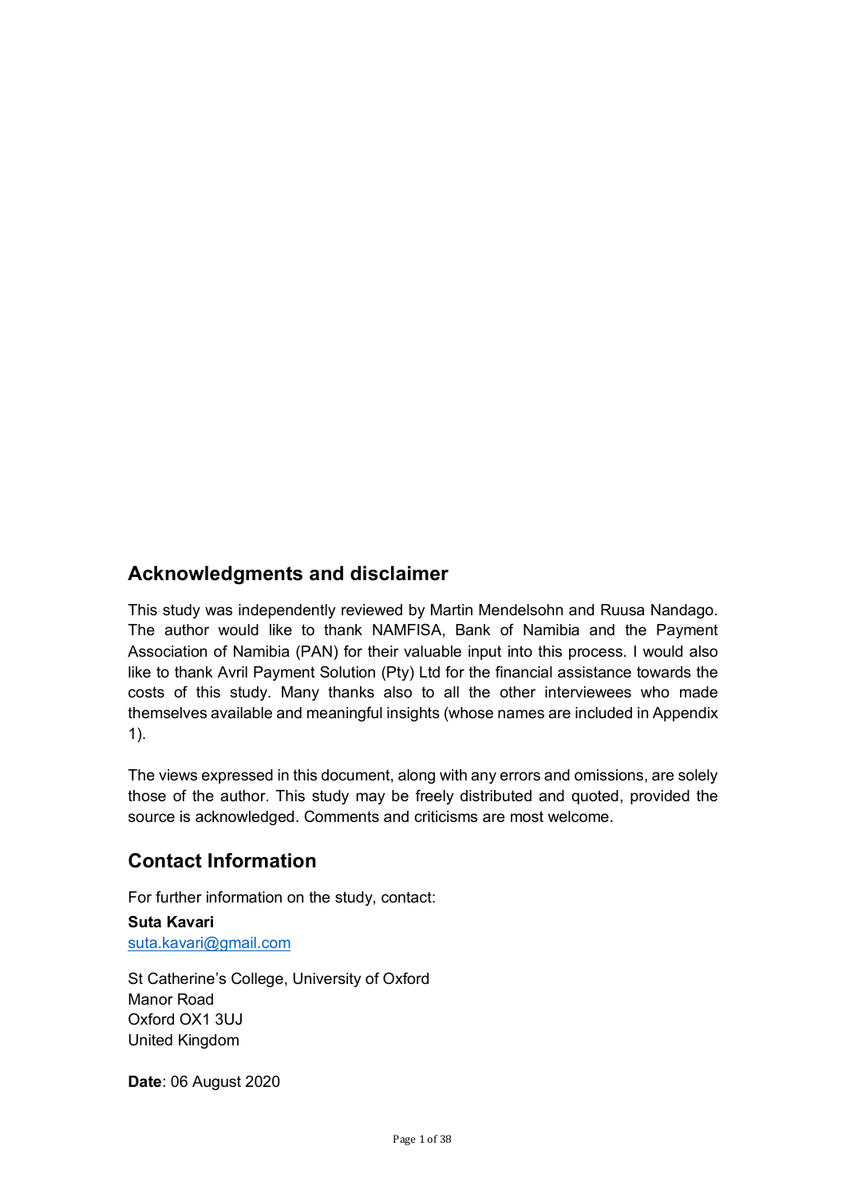## Acknowledgments and disclaimer

This study was independently reviewed by Martin Mendelsohn and Ruusa Nandago. The author would like to thank NAMFISA, Bank of Namibia and the Payment Association of Namibia (PAN) for their valuable input into this process. I would also like to thank Avril Payment Solution (Pty) Ltd for the financial assistance towards the costs of this study. Many thanks also to all the other interviewees who made themselves available and meaningful insights (whose names are included in Appendix 1).

The views expressed in this document, along with any errors and omissions, are solely those of the author. This study may be freely distributed and quoted, provided the source is acknowledged. Comments and criticisms are most welcome.

## Contact Information

For further information on the study, contact:

**Suta Kavari**
suta.kavari@gmail.com

St Catherine's College, University of Oxford
Manor Road
Oxford OX1 3UJ
United Kingdom

**Date**: 06 August 2020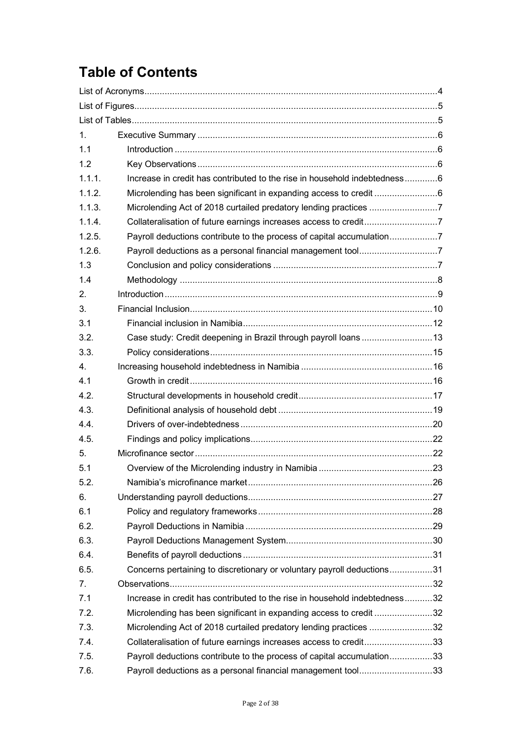# Table of Contents

| | | |
|---|---|---|
| List of Acronyms | | 4 |
| List of Figures | | 5 |
| List of Tables | | 5 |
| 1. | Executive Summary | 6 |
| 1.1 | Introduction | 6 |
| 1.2 | Key Observations | 6 |
| 1.1.1. | Increase in credit has contributed to the rise in household indebtedness | 6 |
| 1.1.2. | Microlending has been significant in expanding access to credit | 6 |
| 1.1.3. | Microlending Act of 2018 curtailed predatory lending practices | 7 |
| 1.1.4. | Collateralisation of future earnings increases access to credit | 7 |
| 1.2.5. | Payroll deductions contribute to the process of capital accumulation | 7 |
| 1.2.6. | Payroll deductions as a personal financial management tool | 7 |
| 1.3 | Conclusion and policy considerations | 7 |
| 1.4 | Methodology | 8 |
| 2. | Introduction | 9 |
| 3. | Financial Inclusion | 10 |
| 3.1 | Financial inclusion in Namibia | 12 |
| 3.2. | Case study: Credit deepening in Brazil through payroll loans | 13 |
| 3.3. | Policy considerations | 15 |
| 4. | Increasing household indebtedness in Namibia | 16 |
| 4.1 | Growth in credit | 16 |
| 4.2. | Structural developments in household credit | 17 |
| 4.3. | Definitional analysis of household debt | 19 |
| 4.4. | Drivers of over-indebtedness | 20 |
| 4.5. | Findings and policy implications | 22 |
| 5. | Microfinance sector | 22 |
| 5.1 | Overview of the Microlending industry in Namibia | 23 |
| 5.2. | Namibia's microfinance market | 26 |
| 6. | Understanding payroll deductions | 27 |
| 6.1 | Policy and regulatory frameworks | 28 |
| 6.2. | Payroll Deductions in Namibia | 29 |
| 6.3. | Payroll Deductions Management System | 30 |
| 6.4. | Benefits of payroll deductions | 31 |
| 6.5. | Concerns pertaining to discretionary or voluntary payroll deductions | 31 |
| 7. | Observations | 32 |
| 7.1 | Increase in credit has contributed to the rise in household indebtedness | 32 |
| 7.2. | Microlending has been significant in expanding access to credit | 32 |
| 7.3. | Microlending Act of 2018 curtailed predatory lending practices | 32 |
| 7.4. | Collateralisation of future earnings increases access to credit | 33 |
| 7.5. | Payroll deductions contribute to the process of capital accumulation | 33 |
| 7.6. | Payroll deductions as a personal financial management tool | 33 |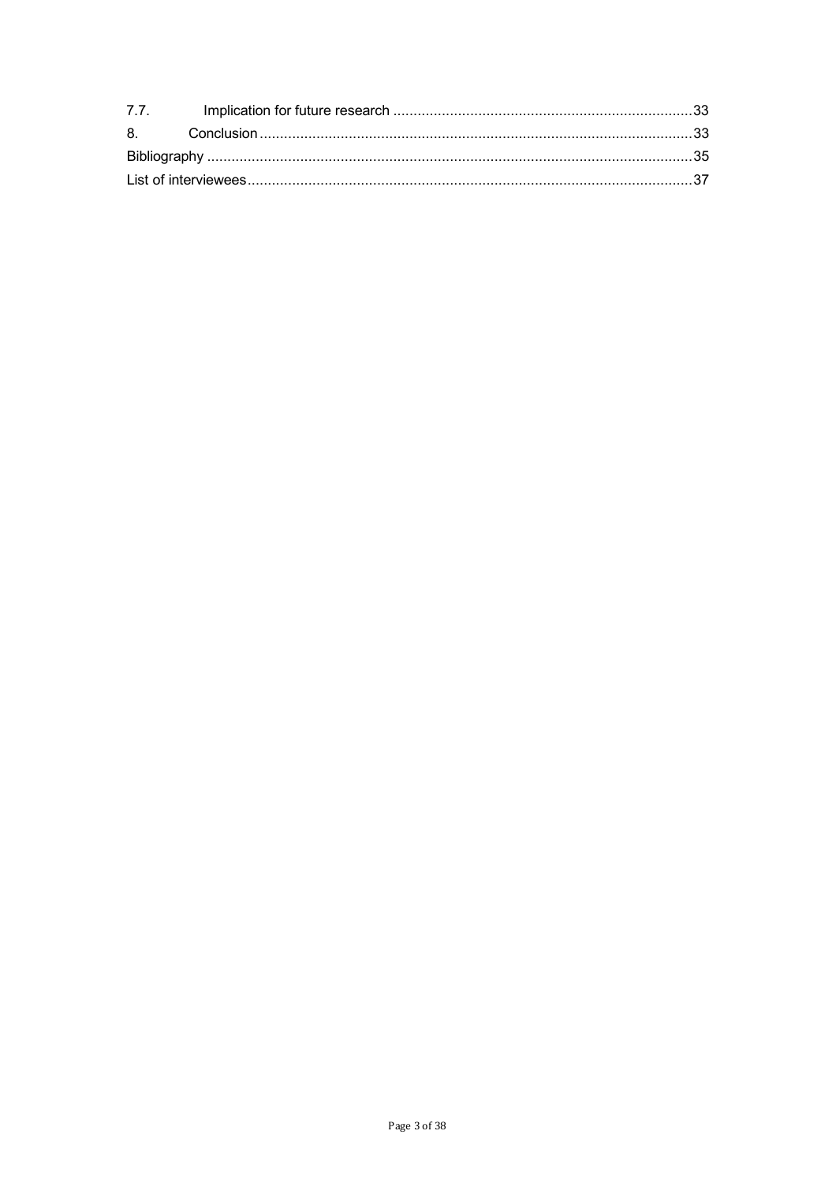7.7. Implication for future research ....................................................................33
8. Conclusion ..............................................................................................33
Bibliography ..................................................................................................35
List of interviewees .........................................................................................37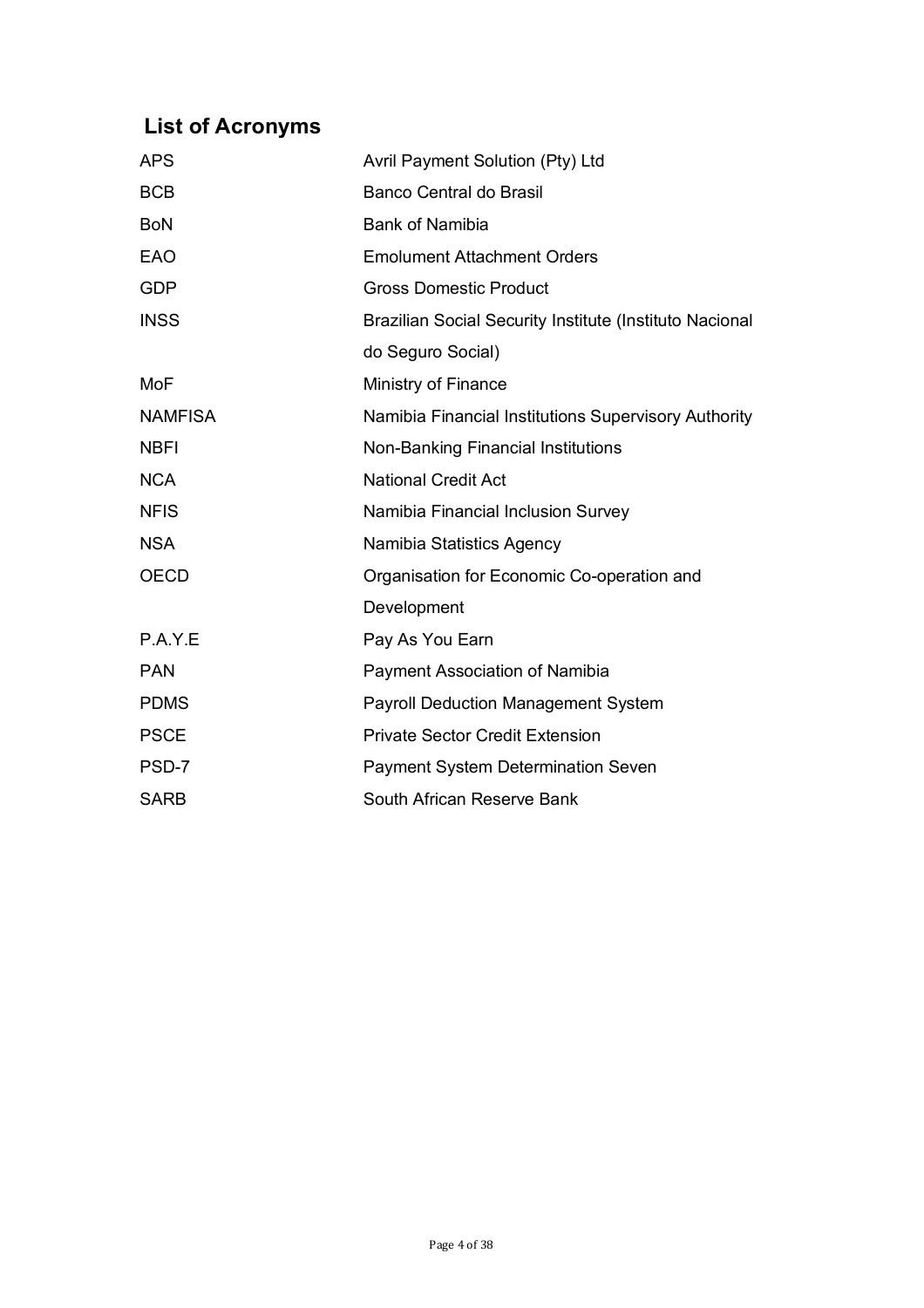## List of Acronyms

| | |
|---|---|
| APS | Avril Payment Solution (Pty) Ltd |
| BCB | Banco Central do Brasil |
| BoN | Bank of Namibia |
| EAO | Emolument Attachment Orders |
| GDP | Gross Domestic Product |
| INSS | Brazilian Social Security Institute (Instituto Nacional do Seguro Social) |
| MoF | Ministry of Finance |
| NAMFISA | Namibia Financial Institutions Supervisory Authority |
| NBFI | Non-Banking Financial Institutions |
| NCA | National Credit Act |
| NFIS | Namibia Financial Inclusion Survey |
| NSA | Namibia Statistics Agency |
| OECD | Organisation for Economic Co-operation and Development |
| P.A.Y.E | Pay As You Earn |
| PAN | Payment Association of Namibia |
| PDMS | Payroll Deduction Management System |
| PSCE | Private Sector Credit Extension |
| PSD-7 | Payment System Determination Seven |
| SARB | South African Reserve Bank |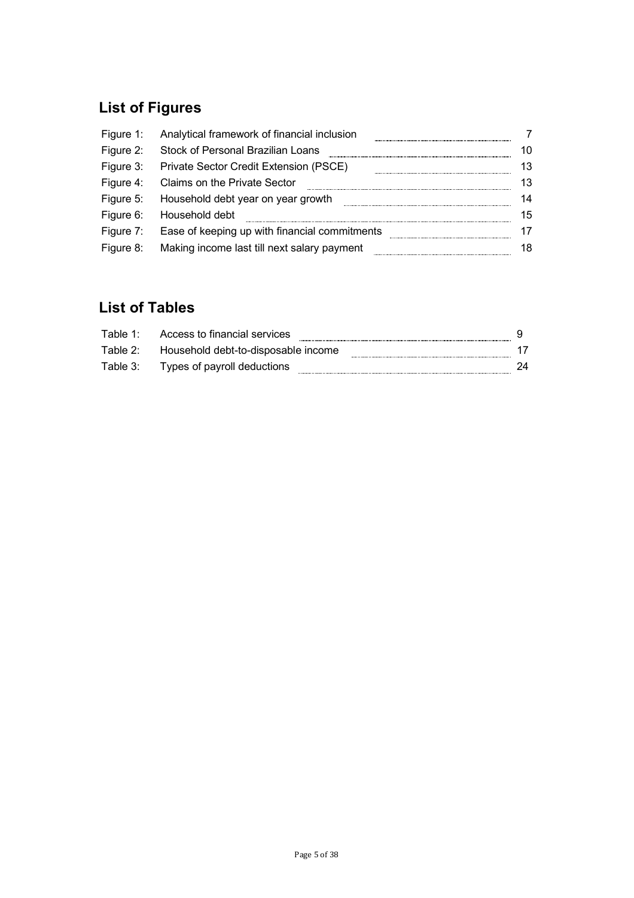## List of Figures

| | | |
|---|---|---|
| Figure 1: | Analytical framework of financial inclusion | 7 |
| Figure 2: | Stock of Personal Brazilian Loans | 10 |
| Figure 3: | Private Sector Credit Extension (PSCE) | 13 |
| Figure 4: | Claims on the Private Sector | 13 |
| Figure 5: | Household debt year on year growth | 14 |
| Figure 6: | Household debt | 15 |
| Figure 7: | Ease of keeping up with financial commitments | 17 |
| Figure 8: | Making income last till next salary payment | 18 |

## List of Tables

| | | |
|---|---|---|
| Table 1: | Access to financial services | 9 |
| Table 2: | Household debt-to-disposable income | 17 |
| Table 3: | Types of payroll deductions | 24 |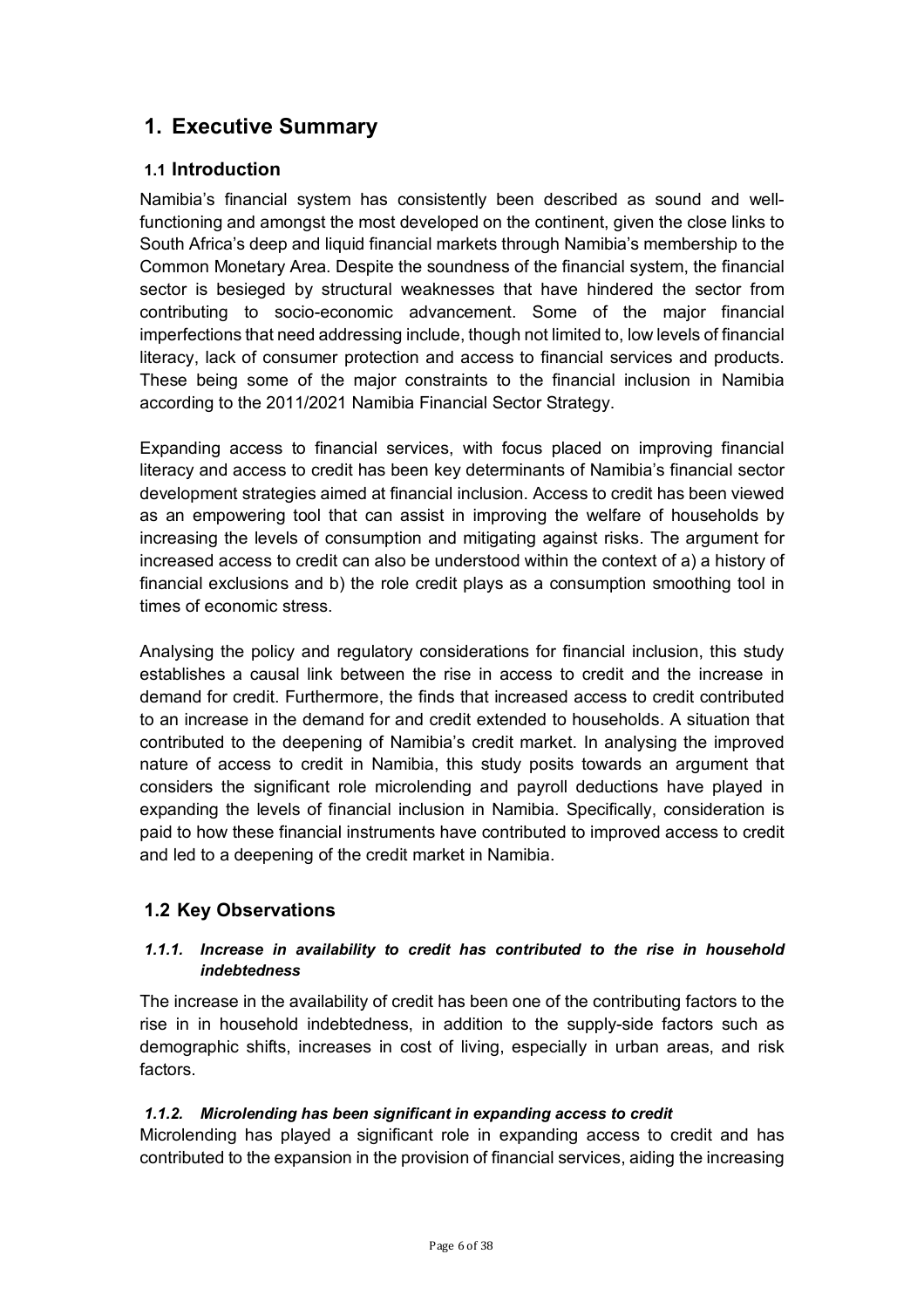# 1. Executive Summary

## 1.1 Introduction

Namibia's financial system has consistently been described as sound and well-functioning and amongst the most developed on the continent, given the close links to South Africa's deep and liquid financial markets through Namibia's membership to the Common Monetary Area. Despite the soundness of the financial system, the financial sector is besieged by structural weaknesses that have hindered the sector from contributing to socio-economic advancement. Some of the major financial imperfections that need addressing include, though not limited to, low levels of financial literacy, lack of consumer protection and access to financial services and products. These being some of the major constraints to the financial inclusion in Namibia according to the 2011/2021 Namibia Financial Sector Strategy.

Expanding access to financial services, with focus placed on improving financial literacy and access to credit has been key determinants of Namibia's financial sector development strategies aimed at financial inclusion. Access to credit has been viewed as an empowering tool that can assist in improving the welfare of households by increasing the levels of consumption and mitigating against risks. The argument for increased access to credit can also be understood within the context of a) a history of financial exclusions and b) the role credit plays as a consumption smoothing tool in times of economic stress.

Analysing the policy and regulatory considerations for financial inclusion, this study establishes a causal link between the rise in access to credit and the increase in demand for credit. Furthermore, the finds that increased access to credit contributed to an increase in the demand for and credit extended to households. A situation that contributed to the deepening of Namibia's credit market. In analysing the improved nature of access to credit in Namibia, this study posits towards an argument that considers the significant role microlending and payroll deductions have played in expanding the levels of financial inclusion in Namibia. Specifically, consideration is paid to how these financial instruments have contributed to improved access to credit and led to a deepening of the credit market in Namibia.

## 1.2 Key Observations

### *1.1.1. Increase in availability to credit has contributed to the rise in household indebtedness*

The increase in the availability of credit has been one of the contributing factors to the rise in in household indebtedness, in addition to the supply-side factors such as demographic shifts, increases in cost of living, especially in urban areas, and risk factors.

### *1.1.2. Microlending has been significant in expanding access to credit*

Microlending has played a significant role in expanding access to credit and has contributed to the expansion in the provision of financial services, aiding the increasing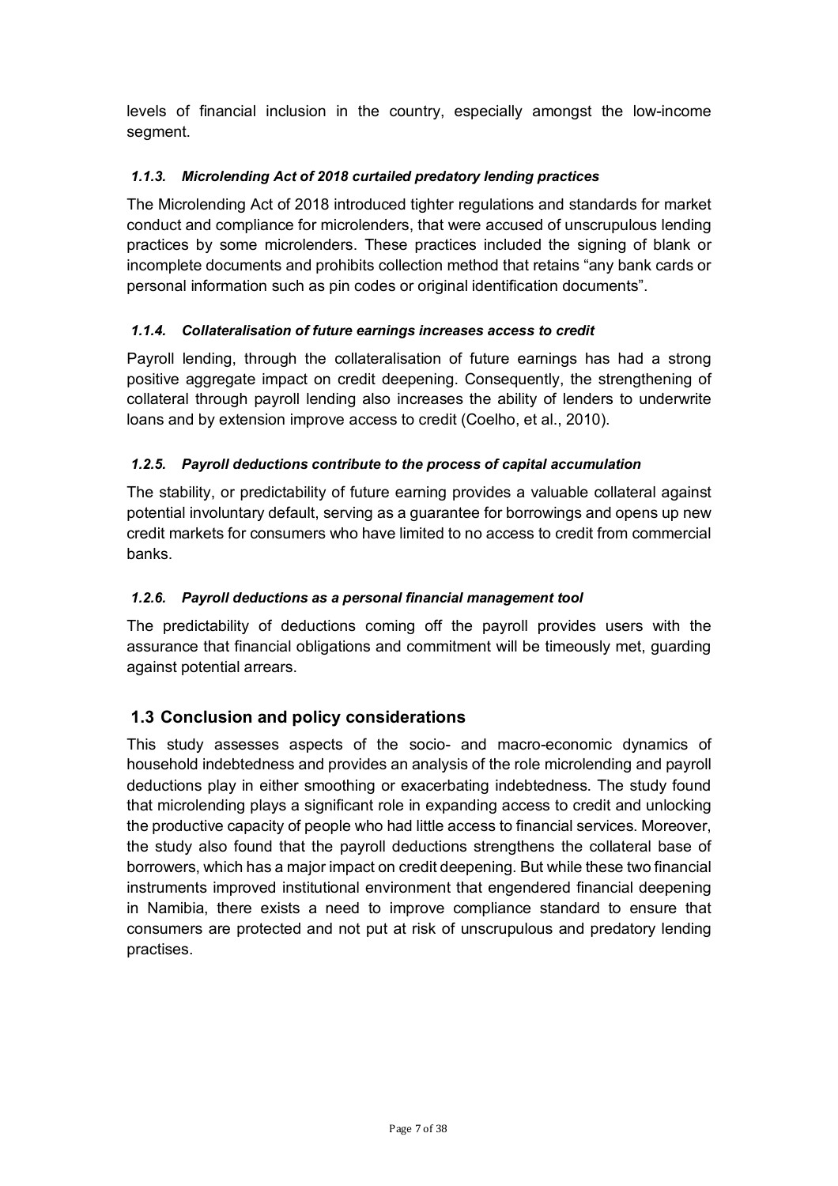levels of financial inclusion in the country, especially amongst the low-income segment.

#### *1.1.3. Microlending Act of 2018 curtailed predatory lending practices*

The Microlending Act of 2018 introduced tighter regulations and standards for market conduct and compliance for microlenders, that were accused of unscrupulous lending practices by some microlenders. These practices included the signing of blank or incomplete documents and prohibits collection method that retains "any bank cards or personal information such as pin codes or original identification documents".

#### *1.1.4. Collateralisation of future earnings increases access to credit*

Payroll lending, through the collateralisation of future earnings has had a strong positive aggregate impact on credit deepening. Consequently, the strengthening of collateral through payroll lending also increases the ability of lenders to underwrite loans and by extension improve access to credit (Coelho, et al., 2010).

#### *1.2.5. Payroll deductions contribute to the process of capital accumulation*

The stability, or predictability of future earning provides a valuable collateral against potential involuntary default, serving as a guarantee for borrowings and opens up new credit markets for consumers who have limited to no access to credit from commercial banks.

#### *1.2.6. Payroll deductions as a personal financial management tool*

The predictability of deductions coming off the payroll provides users with the assurance that financial obligations and commitment will be timeously met, guarding against potential arrears.

## 1.3 Conclusion and policy considerations

This study assesses aspects of the socio- and macro-economic dynamics of household indebtedness and provides an analysis of the role microlending and payroll deductions play in either smoothing or exacerbating indebtedness. The study found that microlending plays a significant role in expanding access to credit and unlocking the productive capacity of people who had little access to financial services. Moreover, the study also found that the payroll deductions strengthens the collateral base of borrowers, which has a major impact on credit deepening. But while these two financial instruments improved institutional environment that engendered financial deepening in Namibia, there exists a need to improve compliance standard to ensure that consumers are protected and not put at risk of unscrupulous and predatory lending practises.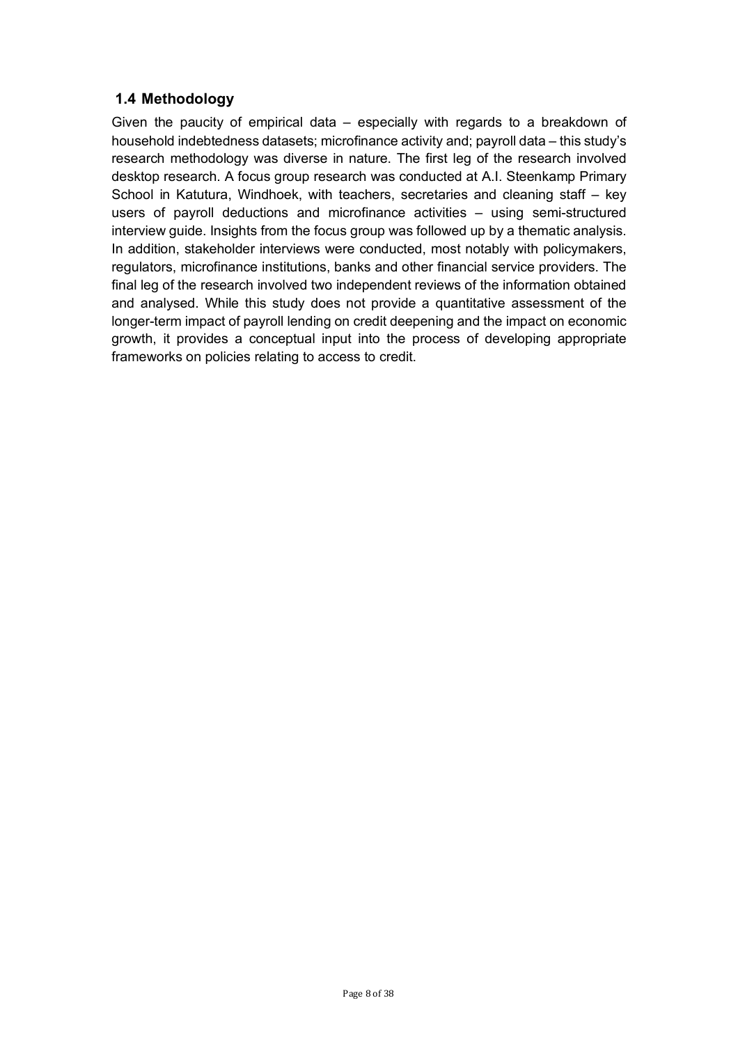## 1.4 Methodology

Given the paucity of empirical data – especially with regards to a breakdown of household indebtedness datasets; microfinance activity and; payroll data – this study's research methodology was diverse in nature. The first leg of the research involved desktop research. A focus group research was conducted at A.I. Steenkamp Primary School in Katutura, Windhoek, with teachers, secretaries and cleaning staff – key users of payroll deductions and microfinance activities – using semi-structured interview guide. Insights from the focus group was followed up by a thematic analysis. In addition, stakeholder interviews were conducted, most notably with policymakers, regulators, microfinance institutions, banks and other financial service providers. The final leg of the research involved two independent reviews of the information obtained and analysed. While this study does not provide a quantitative assessment of the longer-term impact of payroll lending on credit deepening and the impact on economic growth, it provides a conceptual input into the process of developing appropriate frameworks on policies relating to access to credit.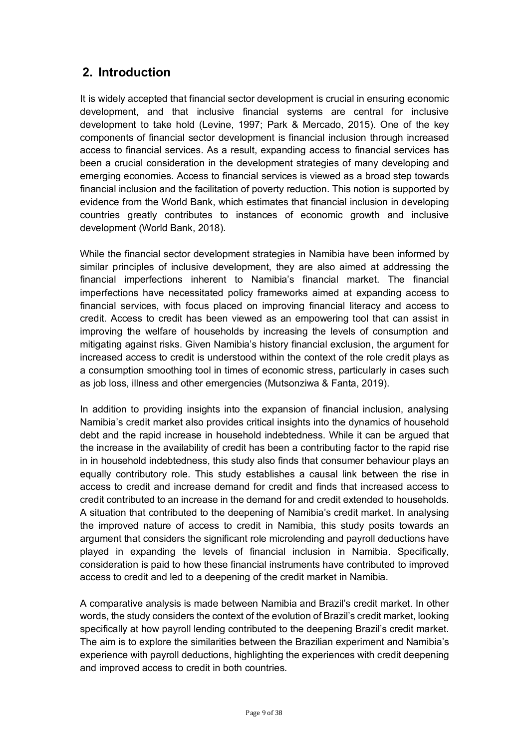## 2. Introduction

It is widely accepted that financial sector development is crucial in ensuring economic development, and that inclusive financial systems are central for inclusive development to take hold (Levine, 1997; Park & Mercado, 2015). One of the key components of financial sector development is financial inclusion through increased access to financial services. As a result, expanding access to financial services has been a crucial consideration in the development strategies of many developing and emerging economies. Access to financial services is viewed as a broad step towards financial inclusion and the facilitation of poverty reduction. This notion is supported by evidence from the World Bank, which estimates that financial inclusion in developing countries greatly contributes to instances of economic growth and inclusive development (World Bank, 2018).

While the financial sector development strategies in Namibia have been informed by similar principles of inclusive development, they are also aimed at addressing the financial imperfections inherent to Namibia's financial market. The financial imperfections have necessitated policy frameworks aimed at expanding access to financial services, with focus placed on improving financial literacy and access to credit. Access to credit has been viewed as an empowering tool that can assist in improving the welfare of households by increasing the levels of consumption and mitigating against risks. Given Namibia's history financial exclusion, the argument for increased access to credit is understood within the context of the role credit plays as a consumption smoothing tool in times of economic stress, particularly in cases such as job loss, illness and other emergencies (Mutsonziwa & Fanta, 2019).

In addition to providing insights into the expansion of financial inclusion, analysing Namibia's credit market also provides critical insights into the dynamics of household debt and the rapid increase in household indebtedness. While it can be argued that the increase in the availability of credit has been a contributing factor to the rapid rise in in household indebtedness, this study also finds that consumer behaviour plays an equally contributory role. This study establishes a causal link between the rise in access to credit and increase demand for credit and finds that increased access to credit contributed to an increase in the demand for and credit extended to households. A situation that contributed to the deepening of Namibia's credit market. In analysing the improved nature of access to credit in Namibia, this study posits towards an argument that considers the significant role microlending and payroll deductions have played in expanding the levels of financial inclusion in Namibia. Specifically, consideration is paid to how these financial instruments have contributed to improved access to credit and led to a deepening of the credit market in Namibia.

A comparative analysis is made between Namibia and Brazil's credit market. In other words, the study considers the context of the evolution of Brazil's credit market, looking specifically at how payroll lending contributed to the deepening Brazil's credit market. The aim is to explore the similarities between the Brazilian experiment and Namibia's experience with payroll deductions, highlighting the experiences with credit deepening and improved access to credit in both countries.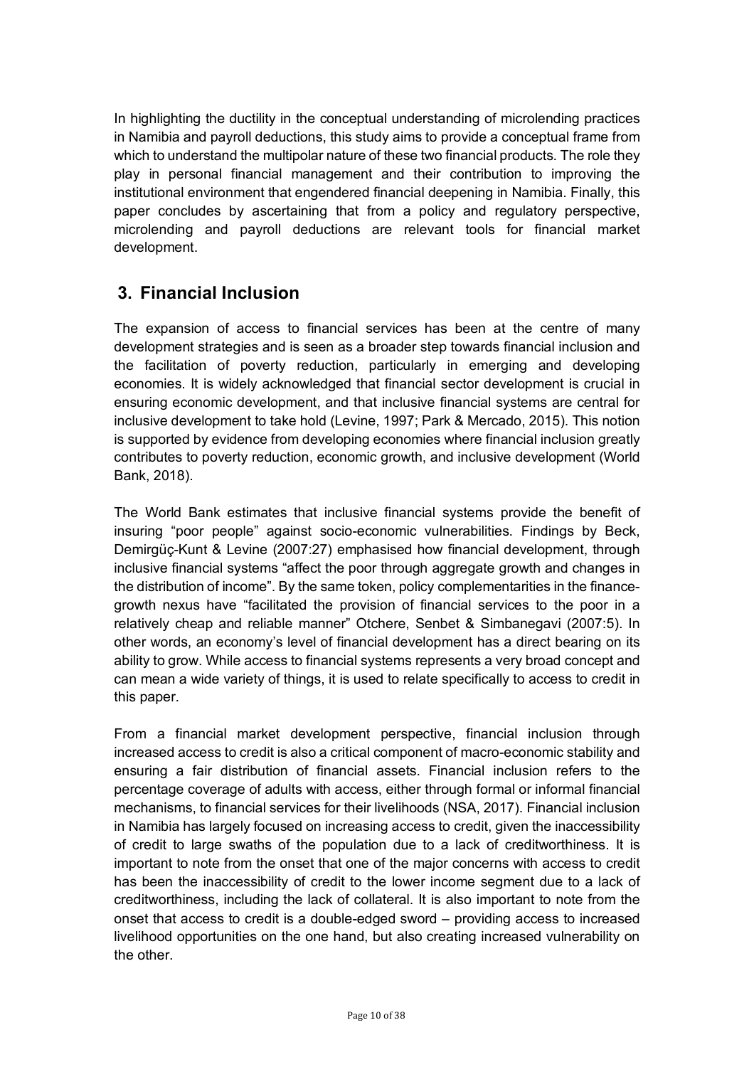In highlighting the ductility in the conceptual understanding of microlending practices in Namibia and payroll deductions, this study aims to provide a conceptual frame from which to understand the multipolar nature of these two financial products. The role they play in personal financial management and their contribution to improving the institutional environment that engendered financial deepening in Namibia. Finally, this paper concludes by ascertaining that from a policy and regulatory perspective, microlending and payroll deductions are relevant tools for financial market development.

## 3. Financial Inclusion

The expansion of access to financial services has been at the centre of many development strategies and is seen as a broader step towards financial inclusion and the facilitation of poverty reduction, particularly in emerging and developing economies. It is widely acknowledged that financial sector development is crucial in ensuring economic development, and that inclusive financial systems are central for inclusive development to take hold (Levine, 1997; Park & Mercado, 2015). This notion is supported by evidence from developing economies where financial inclusion greatly contributes to poverty reduction, economic growth, and inclusive development (World Bank, 2018).

The World Bank estimates that inclusive financial systems provide the benefit of insuring "poor people" against socio-economic vulnerabilities. Findings by Beck, Demirgüç-Kunt & Levine (2007:27) emphasised how financial development, through inclusive financial systems "affect the poor through aggregate growth and changes in the distribution of income". By the same token, policy complementarities in the finance-growth nexus have "facilitated the provision of financial services to the poor in a relatively cheap and reliable manner" Otchere, Senbet & Simbanegavi (2007:5). In other words, an economy's level of financial development has a direct bearing on its ability to grow. While access to financial systems represents a very broad concept and can mean a wide variety of things, it is used to relate specifically to access to credit in this paper.

From a financial market development perspective, financial inclusion through increased access to credit is also a critical component of macro-economic stability and ensuring a fair distribution of financial assets. Financial inclusion refers to the percentage coverage of adults with access, either through formal or informal financial mechanisms, to financial services for their livelihoods (NSA, 2017). Financial inclusion in Namibia has largely focused on increasing access to credit, given the inaccessibility of credit to large swaths of the population due to a lack of creditworthiness. It is important to note from the onset that one of the major concerns with access to credit has been the inaccessibility of credit to the lower income segment due to a lack of creditworthiness, including the lack of collateral. It is also important to note from the onset that access to credit is a double-edged sword – providing access to increased livelihood opportunities on the one hand, but also creating increased vulnerability on the other.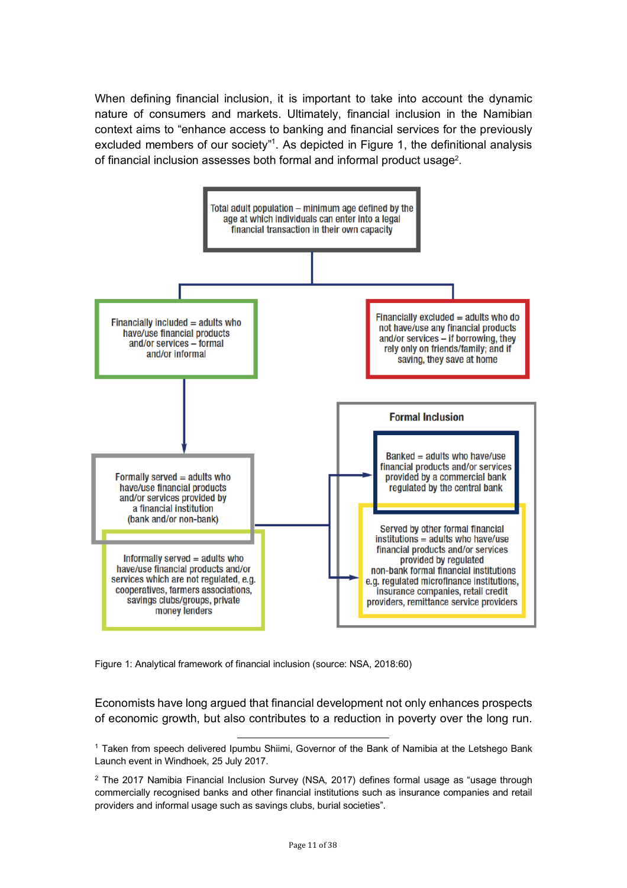When defining financial inclusion, it is important to take into account the dynamic nature of consumers and markets. Ultimately, financial inclusion in the Namibian context aims to "enhance access to banking and financial services for the previously excluded members of our society"[1]. As depicted in Figure 1, the definitional analysis of financial inclusion assesses both formal and informal product usage[2].

Total adult population – minimum age defined by the age at which individuals can enter into a legal financial transaction in their own capacity

Financially included = adults who have/use financial products and/or services – formal and/or informal

Financially excluded = adults who do not have/use any financial products and/or services – if borrowing, they rely only on friends/family; and if saving, they save at home

Formally served = adults who have/use financial products and/or services provided by a financial institution (bank and/or non-bank)

Informally served = adults who have/use financial products and/or services which are not regulated, e.g. cooperatives, farmers associations, savings clubs/groups, private money lenders

**Formal Inclusion**

Banked = adults who have/use financial products and/or services provided by a commercial bank regulated by the central bank

Served by other formal financial institutions = adults who have/use financial products and/or services provided by regulated non-bank formal financial institutions e.g. regulated microfinance institutions, insurance companies, retail credit providers, remittance service providers

Figure 1: Analytical framework of financial inclusion (source: NSA, 2018:60)

Economists have long argued that financial development not only enhances prospects of economic growth, but also contributes to a reduction in poverty over the long run.

[1] Taken from speech delivered Ipumbu Shiimi, Governor of the Bank of Namibia at the Letshego Bank Launch event in Windhoek, 25 July 2017.

[2] The 2017 Namibia Financial Inclusion Survey (NSA, 2017) defines formal usage as "usage through commercially recognised banks and other financial institutions such as insurance companies and retail providers and informal usage such as savings clubs, burial societies".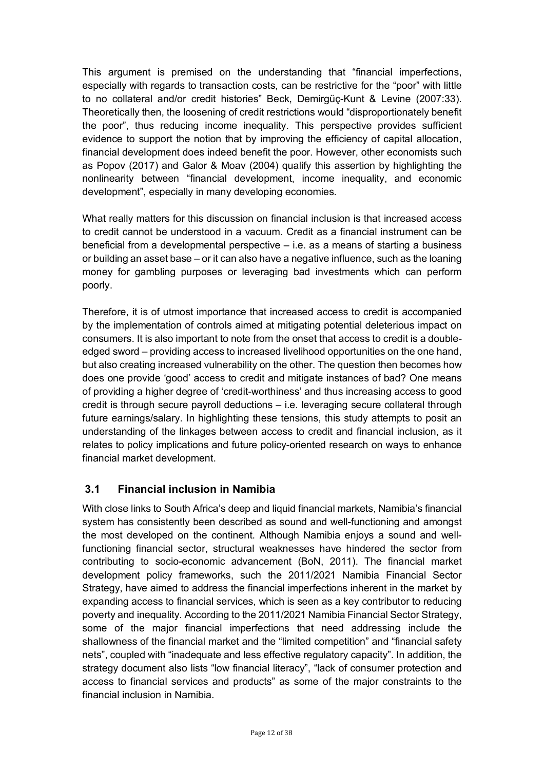This argument is premised on the understanding that "financial imperfections, especially with regards to transaction costs, can be restrictive for the "poor" with little to no collateral and/or credit histories" Beck, Demirgüç-Kunt & Levine (2007:33). Theoretically then, the loosening of credit restrictions would "disproportionately benefit the poor", thus reducing income inequality. This perspective provides sufficient evidence to support the notion that by improving the efficiency of capital allocation, financial development does indeed benefit the poor. However, other economists such as Popov (2017) and Galor & Moav (2004) qualify this assertion by highlighting the nonlinearity between "financial development, income inequality, and economic development", especially in many developing economies.

What really matters for this discussion on financial inclusion is that increased access to credit cannot be understood in a vacuum. Credit as a financial instrument can be beneficial from a developmental perspective – i.e. as a means of starting a business or building an asset base – or it can also have a negative influence, such as the loaning money for gambling purposes or leveraging bad investments which can perform poorly.

Therefore, it is of utmost importance that increased access to credit is accompanied by the implementation of controls aimed at mitigating potential deleterious impact on consumers. It is also important to note from the onset that access to credit is a double-edged sword – providing access to increased livelihood opportunities on the one hand, but also creating increased vulnerability on the other. The question then becomes how does one provide 'good' access to credit and mitigate instances of bad? One means of providing a higher degree of 'credit-worthiness' and thus increasing access to good credit is through secure payroll deductions – i.e. leveraging secure collateral through future earnings/salary. In highlighting these tensions, this study attempts to posit an understanding of the linkages between access to credit and financial inclusion, as it relates to policy implications and future policy-oriented research on ways to enhance financial market development.

## 3.1 Financial inclusion in Namibia

With close links to South Africa's deep and liquid financial markets, Namibia's financial system has consistently been described as sound and well-functioning and amongst the most developed on the continent. Although Namibia enjoys a sound and well-functioning financial sector, structural weaknesses have hindered the sector from contributing to socio-economic advancement (BoN, 2011). The financial market development policy frameworks, such the 2011/2021 Namibia Financial Sector Strategy, have aimed to address the financial imperfections inherent in the market by expanding access to financial services, which is seen as a key contributor to reducing poverty and inequality. According to the 2011/2021 Namibia Financial Sector Strategy, some of the major financial imperfections that need addressing include the shallowness of the financial market and the "limited competition" and "financial safety nets", coupled with "inadequate and less effective regulatory capacity". In addition, the strategy document also lists "low financial literacy", "lack of consumer protection and access to financial services and products" as some of the major constraints to the financial inclusion in Namibia.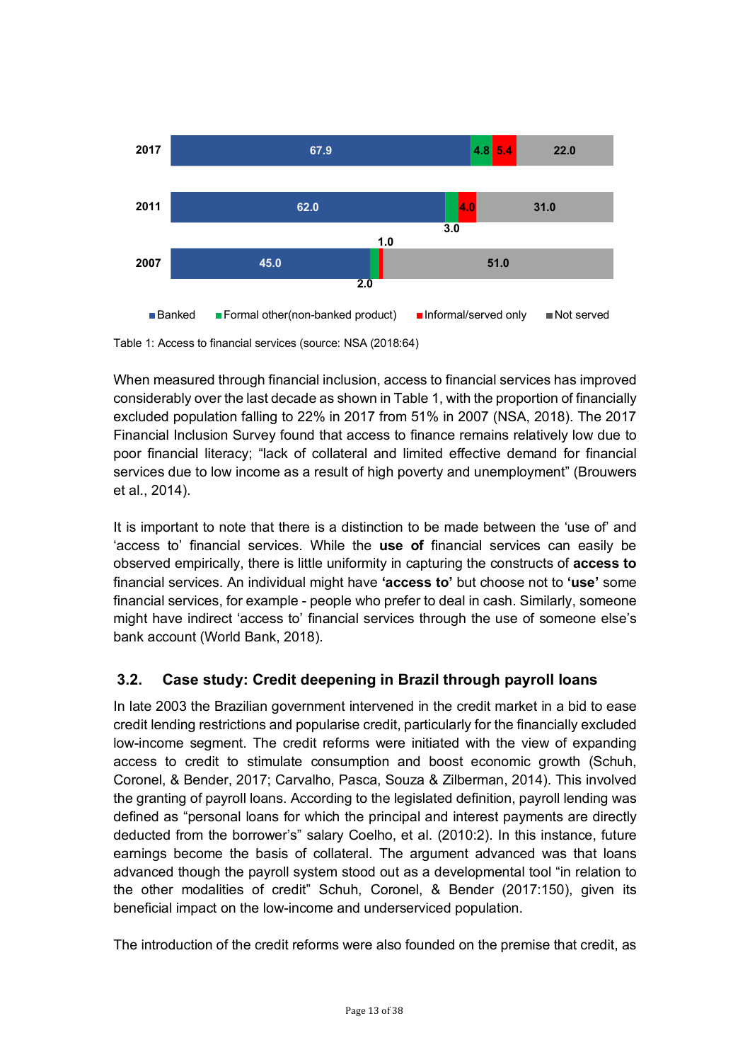| Year | Banked | Formal other(non-banked product) | Informal/served only | Not served |
|---|---|---|---|---|
| 2017 | 67.9 | 4.8 | 5.4 | 22.0 |
| 2011 | 62.0 | 3.0 | 4.0 | 31.0 |
| 2007 | 45.0 | 2.0 | 1.0 | 51.0 |

Table 1: Access to financial services (source: NSA (2018:64)

When measured through financial inclusion, access to financial services has improved considerably over the last decade as shown in Table 1, with the proportion of financially excluded population falling to 22% in 2017 from 51% in 2007 (NSA, 2018). The 2017 Financial Inclusion Survey found that access to finance remains relatively low due to poor financial literacy; "lack of collateral and limited effective demand for financial services due to low income as a result of high poverty and unemployment" (Brouwers et al., 2014).

It is important to note that there is a distinction to be made between the 'use of' and 'access to' financial services. While the **use of** financial services can easily be observed empirically, there is little uniformity in capturing the constructs of **access to** financial services. An individual might have **'access to'** but choose not to **'use'** some financial services, for example - people who prefer to deal in cash. Similarly, someone might have indirect 'access to' financial services through the use of someone else's bank account (World Bank, 2018).

### 3.2. Case study: Credit deepening in Brazil through payroll loans

In late 2003 the Brazilian government intervened in the credit market in a bid to ease credit lending restrictions and popularise credit, particularly for the financially excluded low-income segment. The credit reforms were initiated with the view of expanding access to credit to stimulate consumption and boost economic growth (Schuh, Coronel, & Bender, 2017; Carvalho, Pasca, Souza & Zilberman, 2014). This involved the granting of payroll loans. According to the legislated definition, payroll lending was defined as "personal loans for which the principal and interest payments are directly deducted from the borrower's" salary Coelho, et al. (2010:2). In this instance, future earnings become the basis of collateral. The argument advanced was that loans advanced though the payroll system stood out as a developmental tool "in relation to the other modalities of credit" Schuh, Coronel, & Bender (2017:150), given its beneficial impact on the low-income and underserviced population.

The introduction of the credit reforms were also founded on the premise that credit, as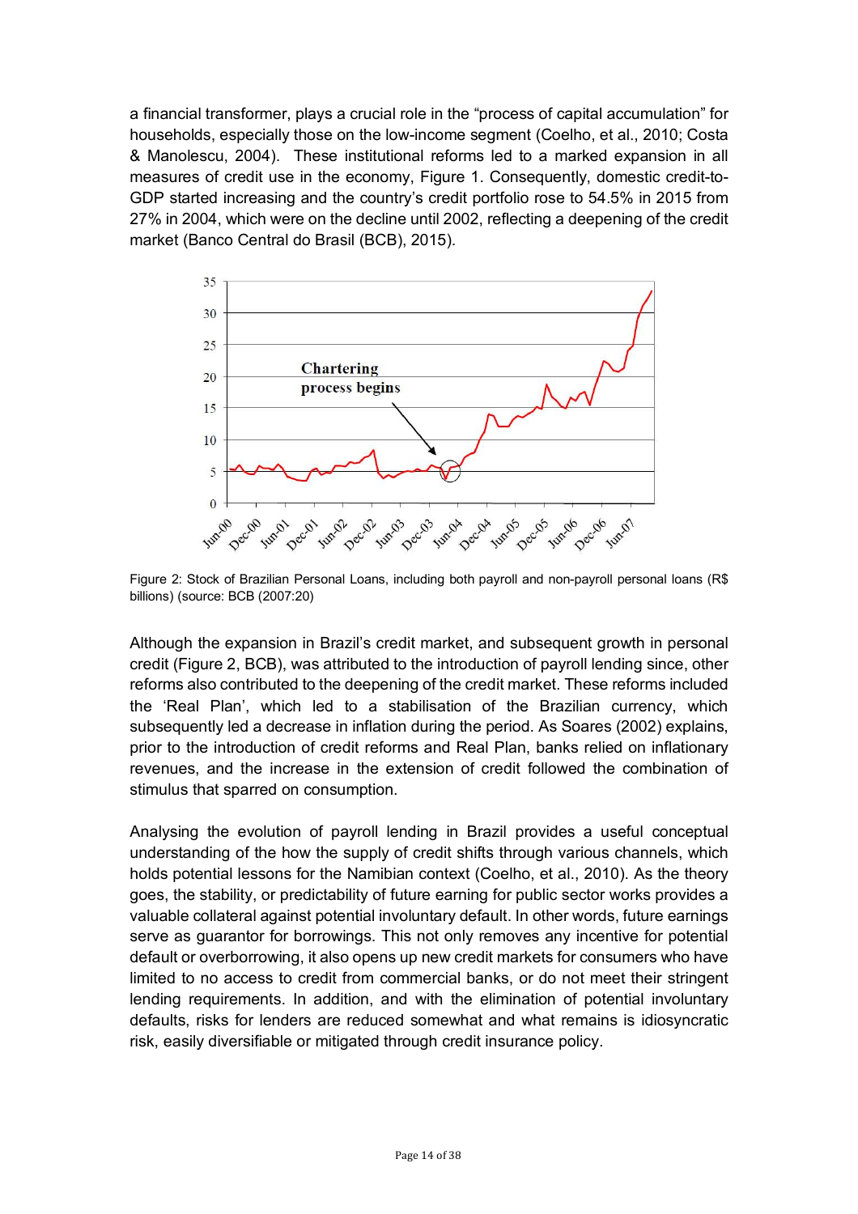a financial transformer, plays a crucial role in the "process of capital accumulation" for households, especially those on the low-income segment (Coelho, et al., 2010; Costa & Manolescu, 2004). These institutional reforms led to a marked expansion in all measures of credit use in the economy, Figure 1. Consequently, domestic credit-to-GDP started increasing and the country's credit portfolio rose to 54.5% in 2015 from 27% in 2004, which were on the decline until 2002, reflecting a deepening of the credit market (Banco Central do Brasil (BCB), 2015).

Figure 2: Stock of Brazilian Personal Loans, including both payroll and non-payroll personal loans (R$ billions) (source: BCB (2007:20)

Although the expansion in Brazil's credit market, and subsequent growth in personal credit (Figure 2, BCB), was attributed to the introduction of payroll lending since, other reforms also contributed to the deepening of the credit market. These reforms included the 'Real Plan', which led to a stabilisation of the Brazilian currency, which subsequently led a decrease in inflation during the period. As Soares (2002) explains, prior to the introduction of credit reforms and Real Plan, banks relied on inflationary revenues, and the increase in the extension of credit followed the combination of stimulus that sparred on consumption.

Analysing the evolution of payroll lending in Brazil provides a useful conceptual understanding of the how the supply of credit shifts through various channels, which holds potential lessons for the Namibian context (Coelho, et al., 2010). As the theory goes, the stability, or predictability of future earning for public sector works provides a valuable collateral against potential involuntary default. In other words, future earnings serve as guarantor for borrowings. This not only removes any incentive for potential default or overborrowing, it also opens up new credit markets for consumers who have limited to no access to credit from commercial banks, or do not meet their stringent lending requirements. In addition, and with the elimination of potential involuntary defaults, risks for lenders are reduced somewhat and what remains is idiosyncratic risk, easily diversifiable or mitigated through credit insurance policy.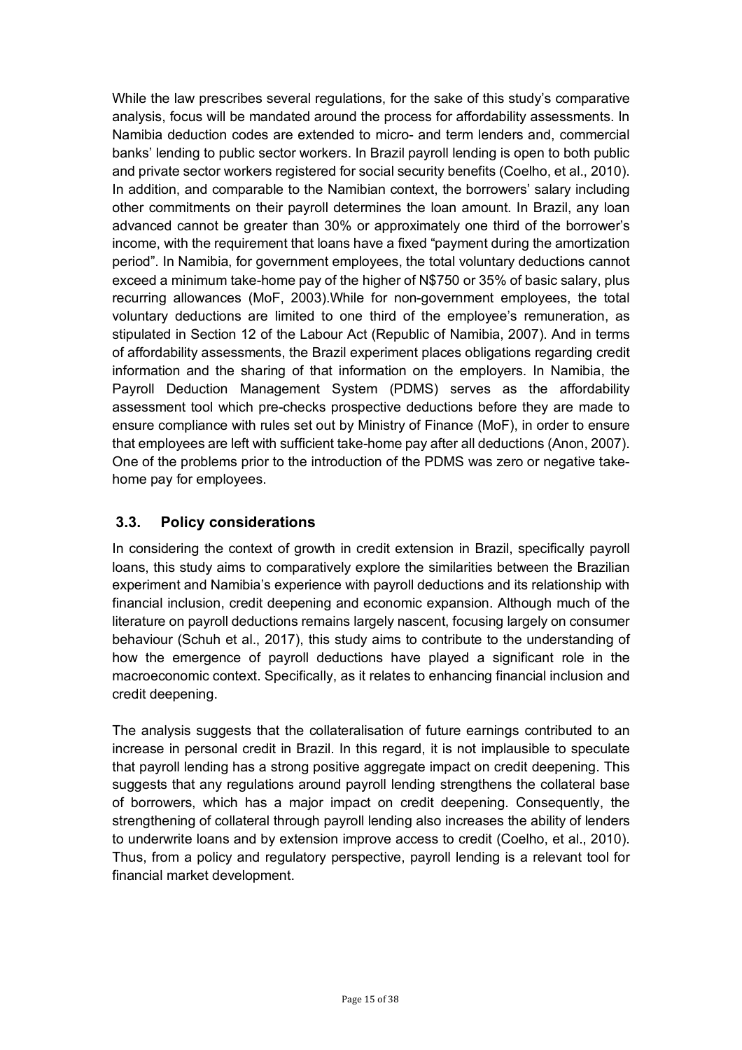While the law prescribes several regulations, for the sake of this study's comparative analysis, focus will be mandated around the process for affordability assessments. In Namibia deduction codes are extended to micro- and term lenders and, commercial banks' lending to public sector workers. In Brazil payroll lending is open to both public and private sector workers registered for social security benefits (Coelho, et al., 2010). In addition, and comparable to the Namibian context, the borrowers' salary including other commitments on their payroll determines the loan amount. In Brazil, any loan advanced cannot be greater than 30% or approximately one third of the borrower's income, with the requirement that loans have a fixed "payment during the amortization period". In Namibia, for government employees, the total voluntary deductions cannot exceed a minimum take-home pay of the higher of N$750 or 35% of basic salary, plus recurring allowances (MoF, 2003).While for non-government employees, the total voluntary deductions are limited to one third of the employee's remuneration, as stipulated in Section 12 of the Labour Act (Republic of Namibia, 2007). And in terms of affordability assessments, the Brazil experiment places obligations regarding credit information and the sharing of that information on the employers. In Namibia, the Payroll Deduction Management System (PDMS) serves as the affordability assessment tool which pre-checks prospective deductions before they are made to ensure compliance with rules set out by Ministry of Finance (MoF), in order to ensure that employees are left with sufficient take-home pay after all deductions (Anon, 2007). One of the problems prior to the introduction of the PDMS was zero or negative take-home pay for employees.

## 3.3. Policy considerations

In considering the context of growth in credit extension in Brazil, specifically payroll loans, this study aims to comparatively explore the similarities between the Brazilian experiment and Namibia's experience with payroll deductions and its relationship with financial inclusion, credit deepening and economic expansion. Although much of the literature on payroll deductions remains largely nascent, focusing largely on consumer behaviour (Schuh et al., 2017), this study aims to contribute to the understanding of how the emergence of payroll deductions have played a significant role in the macroeconomic context. Specifically, as it relates to enhancing financial inclusion and credit deepening.

The analysis suggests that the collateralisation of future earnings contributed to an increase in personal credit in Brazil. In this regard, it is not implausible to speculate that payroll lending has a strong positive aggregate impact on credit deepening. This suggests that any regulations around payroll lending strengthens the collateral base of borrowers, which has a major impact on credit deepening. Consequently, the strengthening of collateral through payroll lending also increases the ability of lenders to underwrite loans and by extension improve access to credit (Coelho, et al., 2010). Thus, from a policy and regulatory perspective, payroll lending is a relevant tool for financial market development.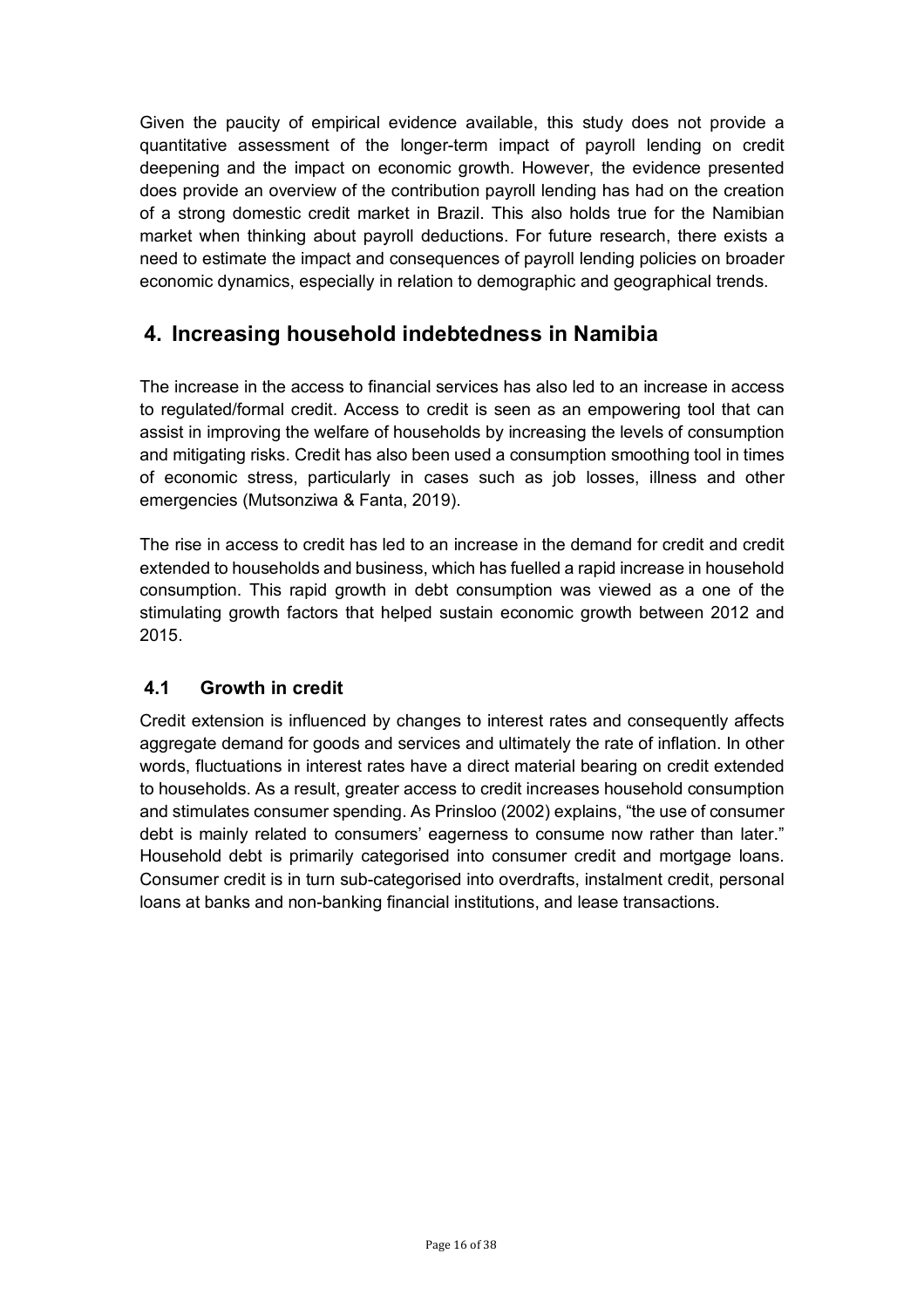Given the paucity of empirical evidence available, this study does not provide a quantitative assessment of the longer-term impact of payroll lending on credit deepening and the impact on economic growth. However, the evidence presented does provide an overview of the contribution payroll lending has had on the creation of a strong domestic credit market in Brazil. This also holds true for the Namibian market when thinking about payroll deductions. For future research, there exists a need to estimate the impact and consequences of payroll lending policies on broader economic dynamics, especially in relation to demographic and geographical trends.

# 4. Increasing household indebtedness in Namibia

The increase in the access to financial services has also led to an increase in access to regulated/formal credit. Access to credit is seen as an empowering tool that can assist in improving the welfare of households by increasing the levels of consumption and mitigating risks. Credit has also been used a consumption smoothing tool in times of economic stress, particularly in cases such as job losses, illness and other emergencies (Mutsonziwa & Fanta, 2019).

The rise in access to credit has led to an increase in the demand for credit and credit extended to households and business, which has fuelled a rapid increase in household consumption. This rapid growth in debt consumption was viewed as a one of the stimulating growth factors that helped sustain economic growth between 2012 and 2015.

## 4.1 Growth in credit

Credit extension is influenced by changes to interest rates and consequently affects aggregate demand for goods and services and ultimately the rate of inflation. In other words, fluctuations in interest rates have a direct material bearing on credit extended to households. As a result, greater access to credit increases household consumption and stimulates consumer spending. As Prinsloo (2002) explains, "the use of consumer debt is mainly related to consumers' eagerness to consume now rather than later." Household debt is primarily categorised into consumer credit and mortgage loans. Consumer credit is in turn sub-categorised into overdrafts, instalment credit, personal loans at banks and non-banking financial institutions, and lease transactions.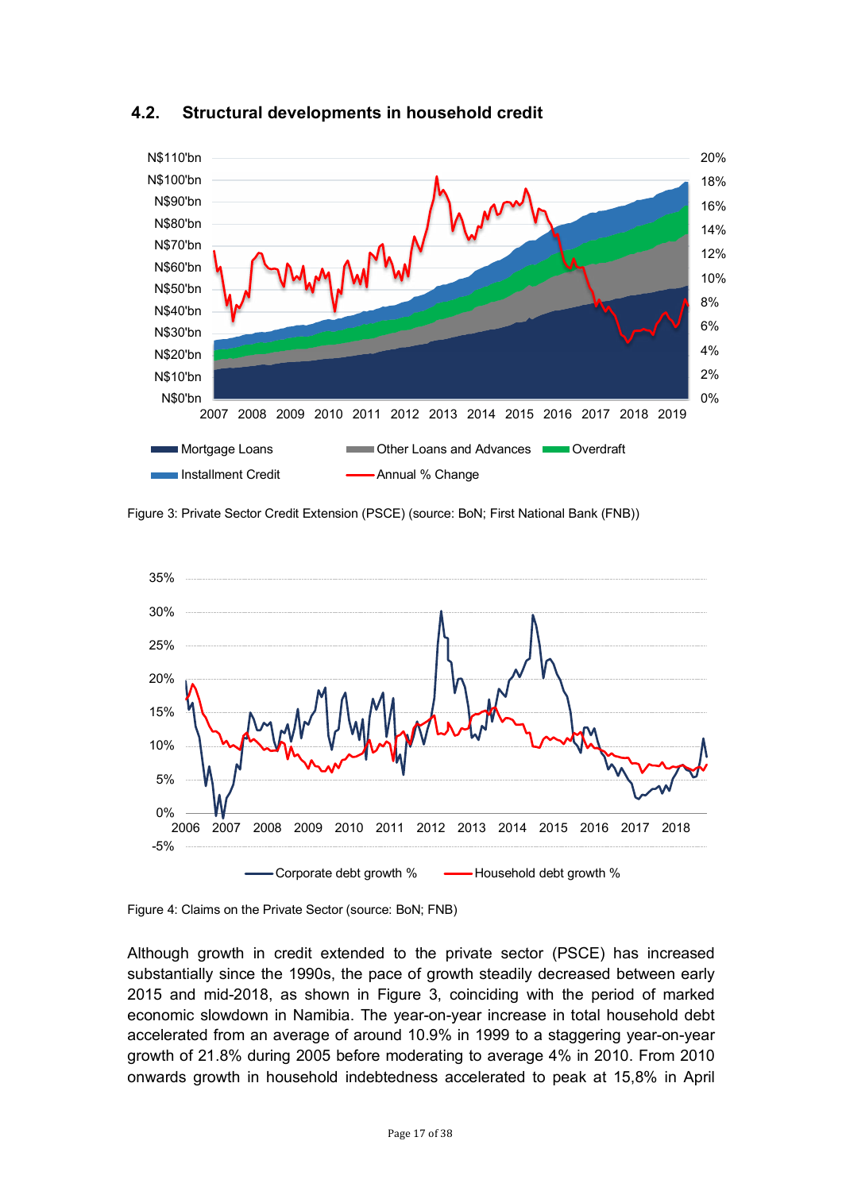## 4.2. Structural developments in household credit

Figure 3: Private Sector Credit Extension (PSCE) (source: BoN; First National Bank (FNB))

Figure 4: Claims on the Private Sector (source: BoN; FNB)

Although growth in credit extended to the private sector (PSCE) has increased substantially since the 1990s, the pace of growth steadily decreased between early 2015 and mid-2018, as shown in Figure 3, coinciding with the period of marked economic slowdown in Namibia. The year-on-year increase in total household debt accelerated from an average of around 10.9% in 1999 to a staggering year-on-year growth of 21.8% during 2005 before moderating to average 4% in 2010. From 2010 onwards growth in household indebtedness accelerated to peak at 15,8% in April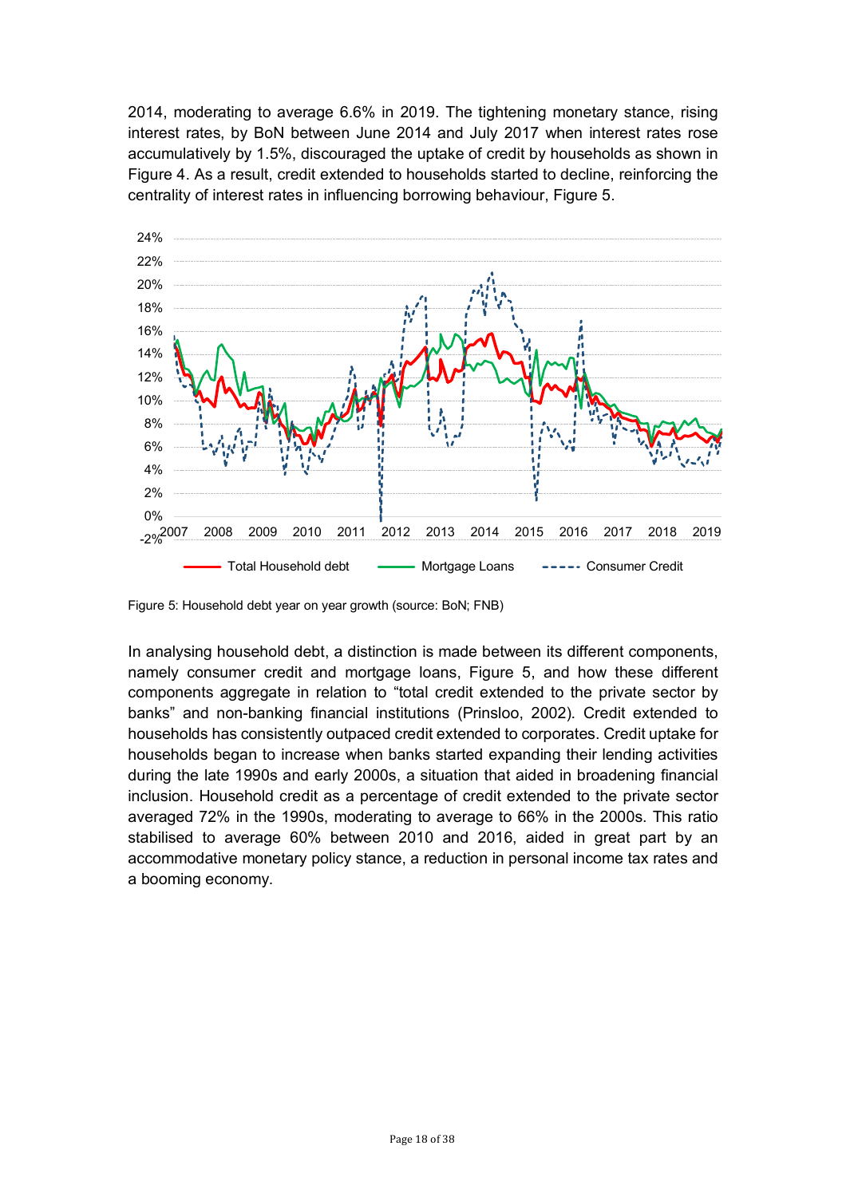2014, moderating to average 6.6% in 2019. The tightening monetary stance, rising interest rates, by BoN between June 2014 and July 2017 when interest rates rose accumulatively by 1.5%, discouraged the uptake of credit by households as shown in Figure 4. As a result, credit extended to households started to decline, reinforcing the centrality of interest rates in influencing borrowing behaviour, Figure 5.

Figure 5: Household debt year on year growth (source: BoN; FNB)

In analysing household debt, a distinction is made between its different components, namely consumer credit and mortgage loans, Figure 5, and how these different components aggregate in relation to "total credit extended to the private sector by banks" and non-banking financial institutions (Prinsloo, 2002). Credit extended to households has consistently outpaced credit extended to corporates. Credit uptake for households began to increase when banks started expanding their lending activities during the late 1990s and early 2000s, a situation that aided in broadening financial inclusion. Household credit as a percentage of credit extended to the private sector averaged 72% in the 1990s, moderating to average to 66% in the 2000s. This ratio stabilised to average 60% between 2010 and 2016, aided in great part by an accommodative monetary policy stance, a reduction in personal income tax rates and a booming economy.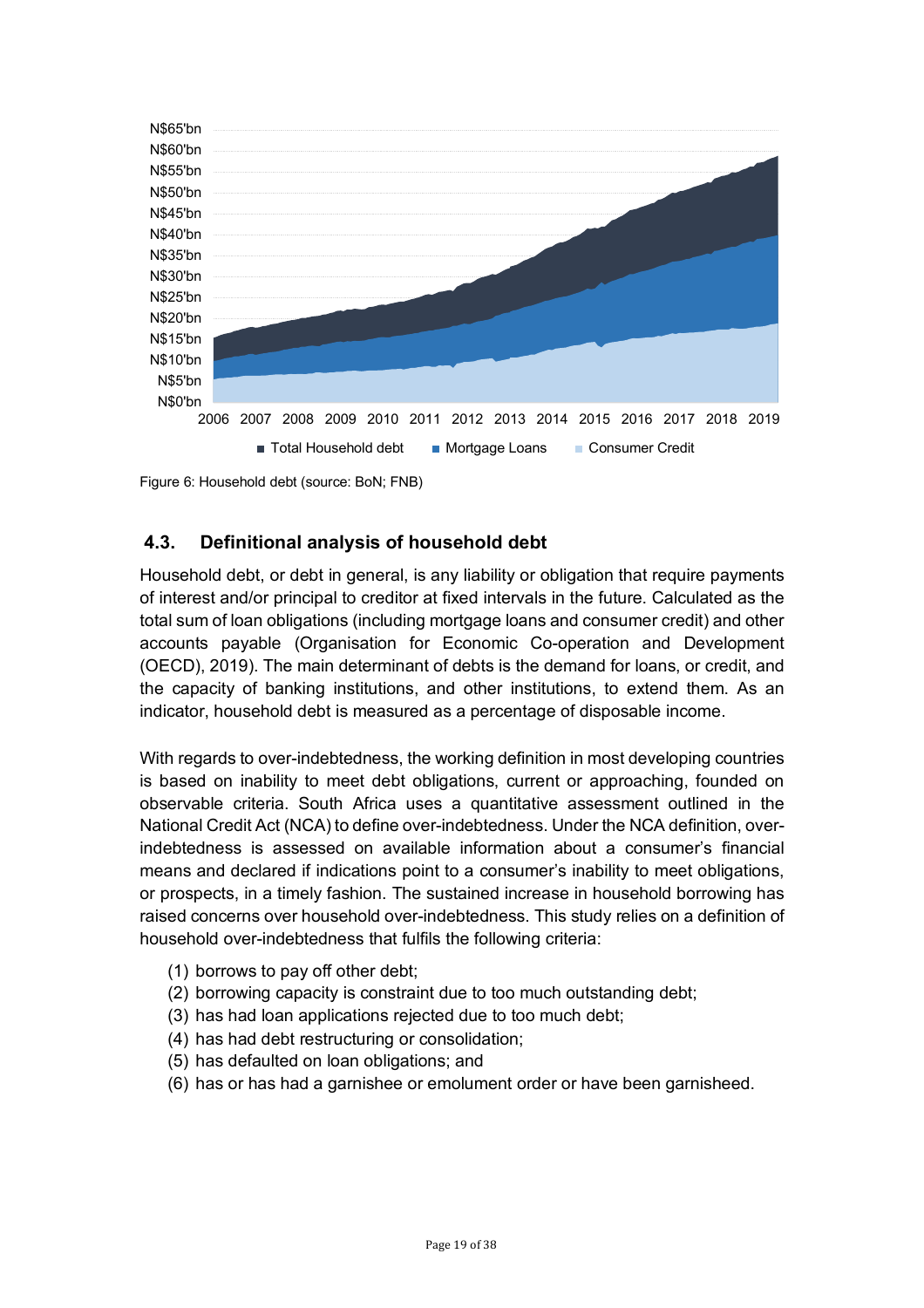Figure 6: Household debt (source: BoN; FNB)

## 4.3. Definitional analysis of household debt

Household debt, or debt in general, is any liability or obligation that require payments of interest and/or principal to creditor at fixed intervals in the future. Calculated as the total sum of loan obligations (including mortgage loans and consumer credit) and other accounts payable (Organisation for Economic Co-operation and Development (OECD), 2019). The main determinant of debts is the demand for loans, or credit, and the capacity of banking institutions, and other institutions, to extend them. As an indicator, household debt is measured as a percentage of disposable income.

With regards to over-indebtedness, the working definition in most developing countries is based on inability to meet debt obligations, current or approaching, founded on observable criteria. South Africa uses a quantitative assessment outlined in the National Credit Act (NCA) to define over-indebtedness. Under the NCA definition, over-indebtedness is assessed on available information about a consumer's financial means and declared if indications point to a consumer's inability to meet obligations, or prospects, in a timely fashion. The sustained increase in household borrowing has raised concerns over household over-indebtedness. This study relies on a definition of household over-indebtedness that fulfils the following criteria:

(1) borrows to pay off other debt;
(2) borrowing capacity is constraint due to too much outstanding debt;
(3) has had loan applications rejected due to too much debt;
(4) has had debt restructuring or consolidation;
(5) has defaulted on loan obligations; and
(6) has or has had a garnishee or emolument order or have been garnisheed.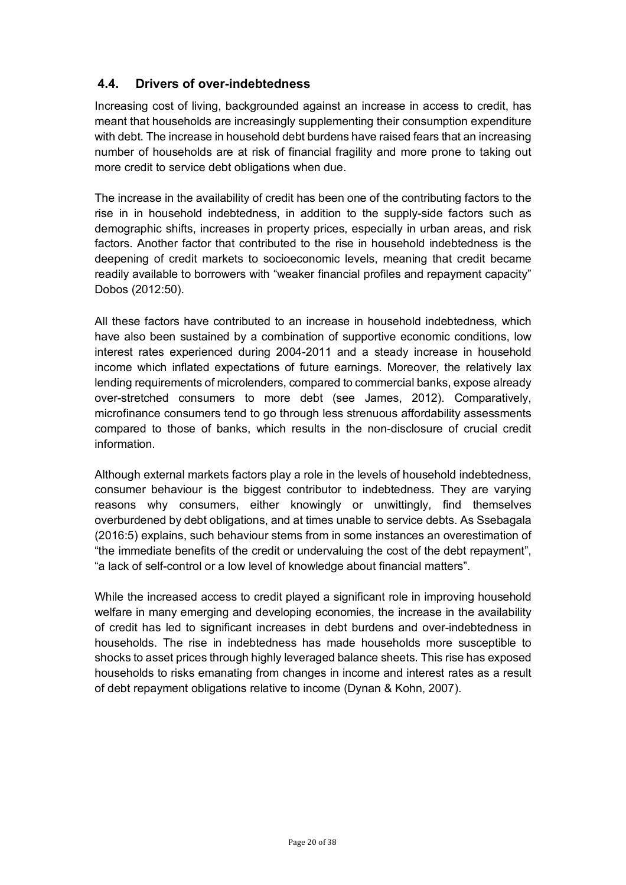## 4.4. Drivers of over-indebtedness

Increasing cost of living, backgrounded against an increase in access to credit, has meant that households are increasingly supplementing their consumption expenditure with debt. The increase in household debt burdens have raised fears that an increasing number of households are at risk of financial fragility and more prone to taking out more credit to service debt obligations when due.

The increase in the availability of credit has been one of the contributing factors to the rise in in household indebtedness, in addition to the supply-side factors such as demographic shifts, increases in property prices, especially in urban areas, and risk factors. Another factor that contributed to the rise in household indebtedness is the deepening of credit markets to socioeconomic levels, meaning that credit became readily available to borrowers with "weaker financial profiles and repayment capacity" Dobos (2012:50).

All these factors have contributed to an increase in household indebtedness, which have also been sustained by a combination of supportive economic conditions, low interest rates experienced during 2004-2011 and a steady increase in household income which inflated expectations of future earnings. Moreover, the relatively lax lending requirements of microlenders, compared to commercial banks, expose already over-stretched consumers to more debt (see James, 2012). Comparatively, microfinance consumers tend to go through less strenuous affordability assessments compared to those of banks, which results in the non-disclosure of crucial credit information.

Although external markets factors play a role in the levels of household indebtedness, consumer behaviour is the biggest contributor to indebtedness. They are varying reasons why consumers, either knowingly or unwittingly, find themselves overburdened by debt obligations, and at times unable to service debts. As Ssebagala (2016:5) explains, such behaviour stems from in some instances an overestimation of "the immediate benefits of the credit or undervaluing the cost of the debt repayment", "a lack of self-control or a low level of knowledge about financial matters".

While the increased access to credit played a significant role in improving household welfare in many emerging and developing economies, the increase in the availability of credit has led to significant increases in debt burdens and over-indebtedness in households. The rise in indebtedness has made households more susceptible to shocks to asset prices through highly leveraged balance sheets. This rise has exposed households to risks emanating from changes in income and interest rates as a result of debt repayment obligations relative to income (Dynan & Kohn, 2007).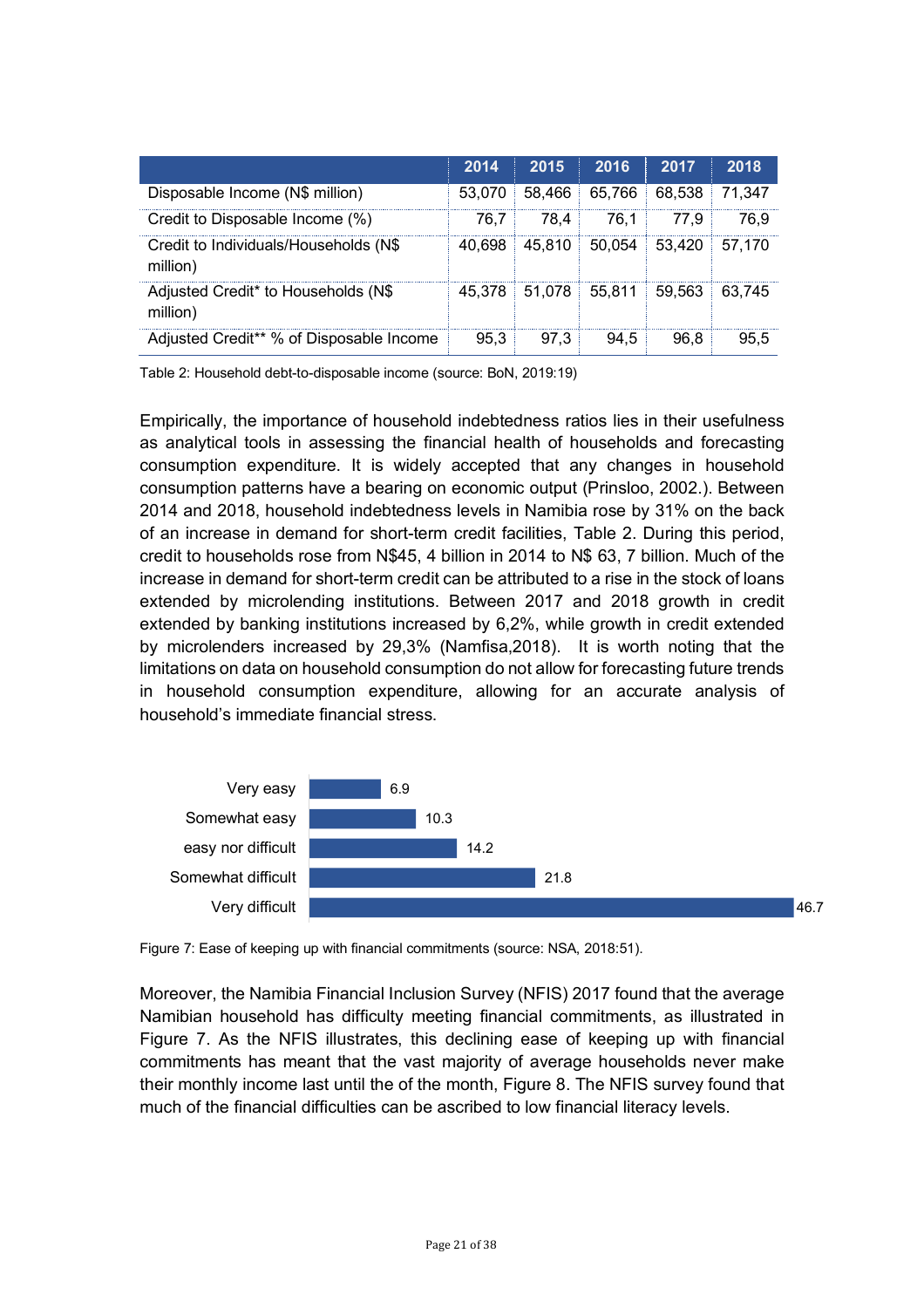| | 2014 | 2015 | 2016 | 2017 | 2018 |
|---|---|---|---|---|---|
| Disposable Income (N$ million) | 53,070 | 58,466 | 65,766 | 68,538 | 71,347 |
| Credit to Disposable Income (%) | 76,7 | 78,4 | 76,1 | 77,9 | 76,9 |
| Credit to Individuals/Households (N$ million) | 40,698 | 45,810 | 50,054 | 53,420 | 57,170 |
| Adjusted Credit* to Households (N$ million) | 45,378 | 51,078 | 55,811 | 59,563 | 63,745 |
| Adjusted Credit** % of Disposable Income | 95,3 | 97,3 | 94,5 | 96,8 | 95,5 |

Table 2: Household debt-to-disposable income (source: BoN, 2019:19)

Empirically, the importance of household indebtedness ratios lies in their usefulness as analytical tools in assessing the financial health of households and forecasting consumption expenditure. It is widely accepted that any changes in household consumption patterns have a bearing on economic output (Prinsloo, 2002.). Between 2014 and 2018, household indebtedness levels in Namibia rose by 31% on the back of an increase in demand for short-term credit facilities, Table 2. During this period, credit to households rose from N$45, 4 billion in 2014 to N$ 63, 7 billion. Much of the increase in demand for short-term credit can be attributed to a rise in the stock of loans extended by microlending institutions. Between 2017 and 2018 growth in credit extended by banking institutions increased by 6,2%, while growth in credit extended by microlenders increased by 29,3% (Namfisa,2018). It is worth noting that the limitations on data on household consumption do not allow for forecasting future trends in household consumption expenditure, allowing for an accurate analysis of household's immediate financial stress.

| | |
|---|---|
| Very easy | 6.9 |
| Somewhat easy | 10.3 |
| easy nor difficult | 14.2 |
| Somewhat difficult | 21.8 |
| Very difficult | 46.7 |

Figure 7: Ease of keeping up with financial commitments (source: NSA, 2018:51).

Moreover, the Namibia Financial Inclusion Survey (NFIS) 2017 found that the average Namibian household has difficulty meeting financial commitments, as illustrated in Figure 7. As the NFIS illustrates, this declining ease of keeping up with financial commitments has meant that the vast majority of average households never make their monthly income last until the of the month, Figure 8. The NFIS survey found that much of the financial difficulties can be ascribed to low financial literacy levels.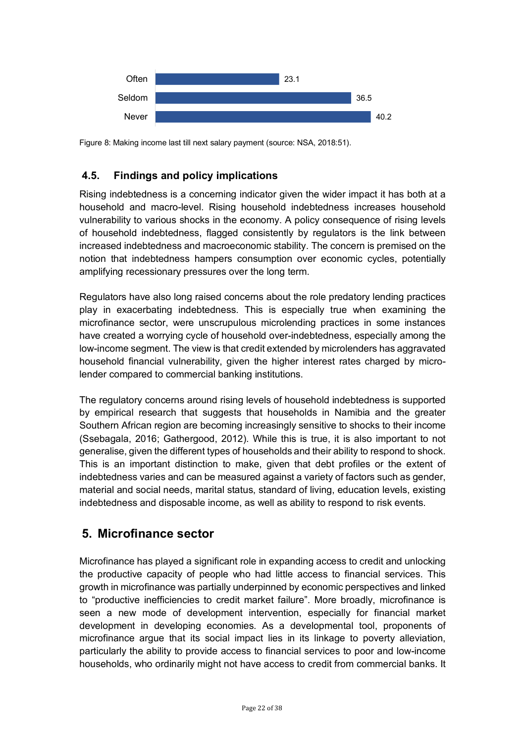| Response | Percentage |
|---|---|
| Often | 23.1 |
| Seldom | 36.5 |
| Never | 40.2 |

Figure 8: Making income last till next salary payment (source: NSA, 2018:51).

### 4.5. Findings and policy implications

Rising indebtedness is a concerning indicator given the wider impact it has both at a household and macro-level. Rising household indebtedness increases household vulnerability to various shocks in the economy. A policy consequence of rising levels of household indebtedness, flagged consistently by regulators is the link between increased indebtedness and macroeconomic stability. The concern is premised on the notion that indebtedness hampers consumption over economic cycles, potentially amplifying recessionary pressures over the long term.

Regulators have also long raised concerns about the role predatory lending practices play in exacerbating indebtedness. This is especially true when examining the microfinance sector, were unscrupulous microlending practices in some instances have created a worrying cycle of household over-indebtedness, especially among the low-income segment. The view is that credit extended by microlenders has aggravated household financial vulnerability, given the higher interest rates charged by micro-lender compared to commercial banking institutions.

The regulatory concerns around rising levels of household indebtedness is supported by empirical research that suggests that households in Namibia and the greater Southern African region are becoming increasingly sensitive to shocks to their income (Ssebagala, 2016; Gathergood, 2012). While this is true, it is also important to not generalise, given the different types of households and their ability to respond to shock. This is an important distinction to make, given that debt profiles or the extent of indebtedness varies and can be measured against a variety of factors such as gender, material and social needs, marital status, standard of living, education levels, existing indebtedness and disposable income, as well as ability to respond to risk events.

## 5. Microfinance sector

Microfinance has played a significant role in expanding access to credit and unlocking the productive capacity of people who had little access to financial services. This growth in microfinance was partially underpinned by economic perspectives and linked to "productive inefficiencies to credit market failure". More broadly, microfinance is seen a new mode of development intervention, especially for financial market development in developing economies. As a developmental tool, proponents of microfinance argue that its social impact lies in its linkage to poverty alleviation, particularly the ability to provide access to financial services to poor and low-income households, who ordinarily might not have access to credit from commercial banks. It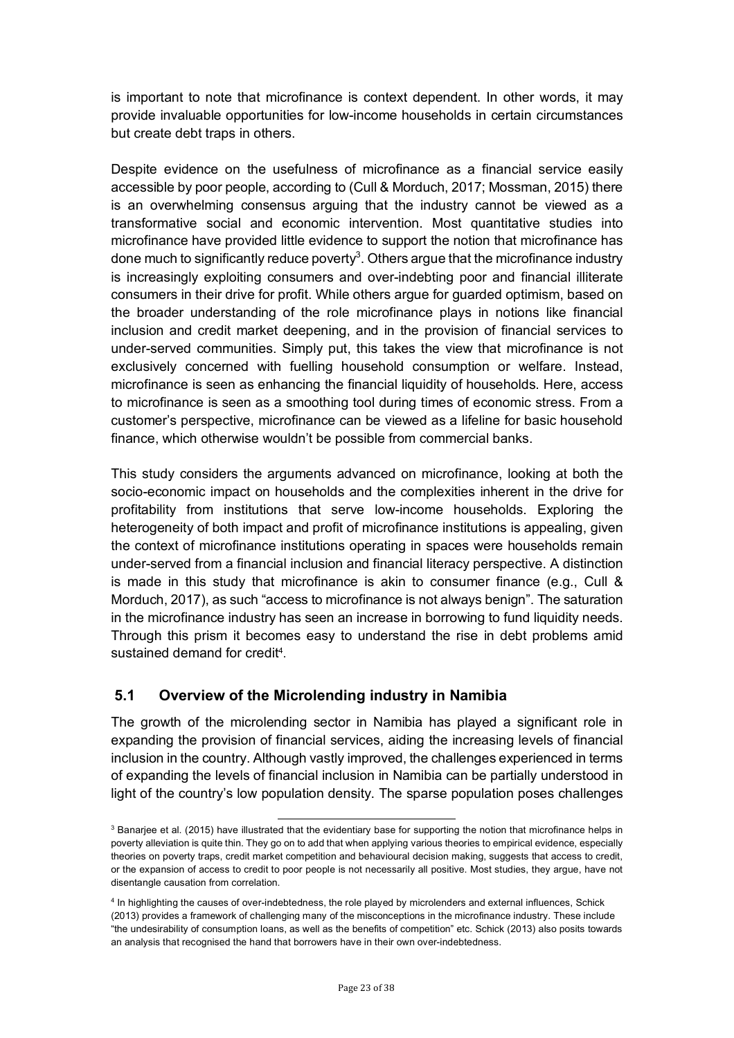is important to note that microfinance is context dependent. In other words, it may provide invaluable opportunities for low-income households in certain circumstances but create debt traps in others.

Despite evidence on the usefulness of microfinance as a financial service easily accessible by poor people, according to (Cull & Morduch, 2017; Mossman, 2015) there is an overwhelming consensus arguing that the industry cannot be viewed as a transformative social and economic intervention. Most quantitative studies into microfinance have provided little evidence to support the notion that microfinance has done much to significantly reduce poverty[3]. Others argue that the microfinance industry is increasingly exploiting consumers and over-indebting poor and financial illiterate consumers in their drive for profit. While others argue for guarded optimism, based on the broader understanding of the role microfinance plays in notions like financial inclusion and credit market deepening, and in the provision of financial services to under-served communities. Simply put, this takes the view that microfinance is not exclusively concerned with fuelling household consumption or welfare. Instead, microfinance is seen as enhancing the financial liquidity of households. Here, access to microfinance is seen as a smoothing tool during times of economic stress. From a customer's perspective, microfinance can be viewed as a lifeline for basic household finance, which otherwise wouldn't be possible from commercial banks.

This study considers the arguments advanced on microfinance, looking at both the socio-economic impact on households and the complexities inherent in the drive for profitability from institutions that serve low-income households. Exploring the heterogeneity of both impact and profit of microfinance institutions is appealing, given the context of microfinance institutions operating in spaces were households remain under-served from a financial inclusion and financial literacy perspective. A distinction is made in this study that microfinance is akin to consumer finance (e.g., Cull & Morduch, 2017), as such "access to microfinance is not always benign". The saturation in the microfinance industry has seen an increase in borrowing to fund liquidity needs. Through this prism it becomes easy to understand the rise in debt problems amid sustained demand for credit[4].

## 5.1 Overview of the Microlending industry in Namibia

The growth of the microlending sector in Namibia has played a significant role in expanding the provision of financial services, aiding the increasing levels of financial inclusion in the country. Although vastly improved, the challenges experienced in terms of expanding the levels of financial inclusion in Namibia can be partially understood in light of the country's low population density. The sparse population poses challenges

---

[3] Banarjee et al. (2015) have illustrated that the evidentiary base for supporting the notion that microfinance helps in poverty alleviation is quite thin. They go on to add that when applying various theories to empirical evidence, especially theories on poverty traps, credit market competition and behavioural decision making, suggests that access to credit, or the expansion of access to credit to poor people is not necessarily all positive. Most studies, they argue, have not disentangle causation from correlation.

[4] In highlighting the causes of over-indebtedness, the role played by microlenders and external influences, Schick (2013) provides a framework of challenging many of the misconceptions in the microfinance industry. These include "the undesirability of consumption loans, as well as the benefits of competition" etc. Schick (2013) also posits towards an analysis that recognised the hand that borrowers have in their own over-indebtedness.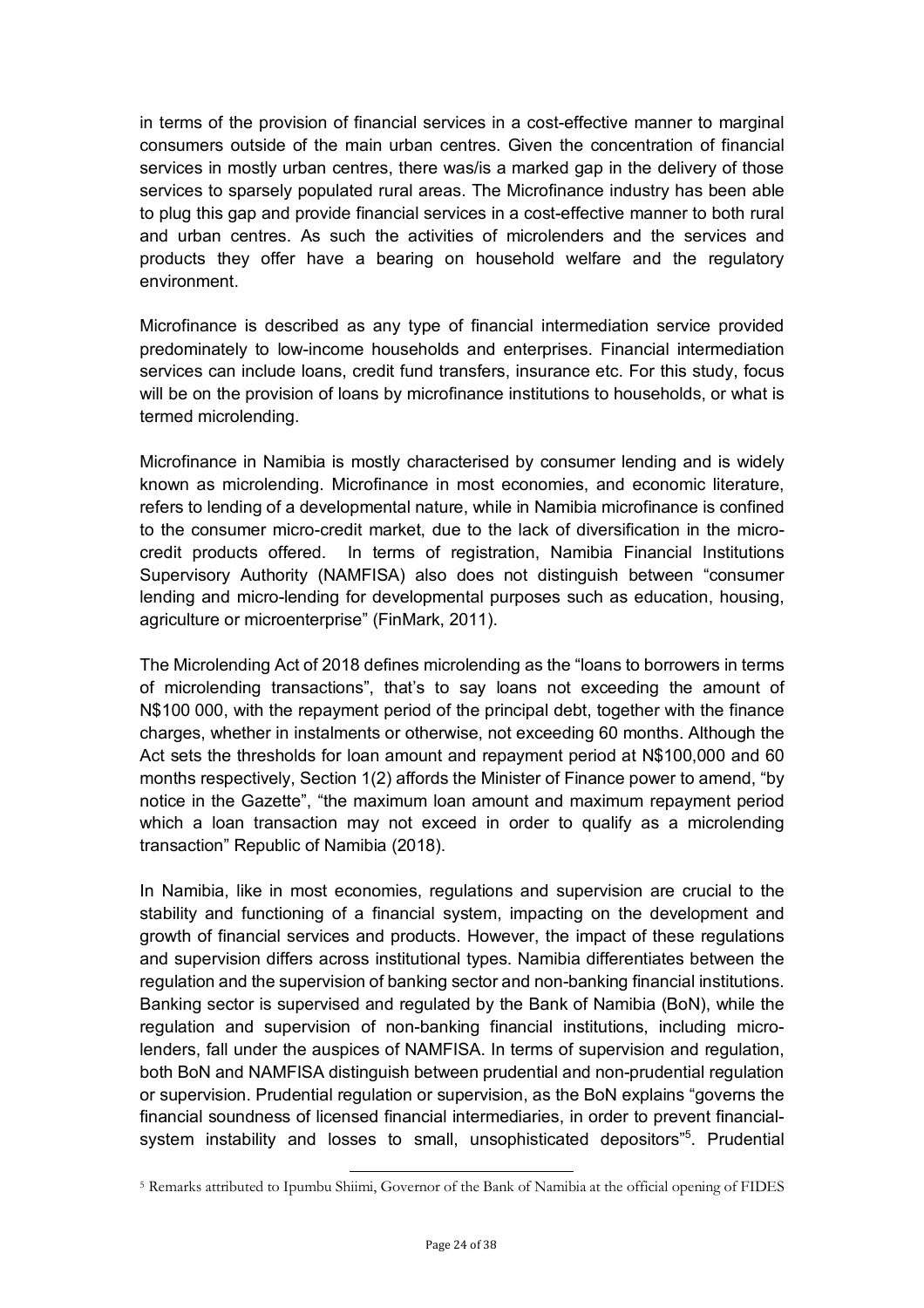in terms of the provision of financial services in a cost-effective manner to marginal consumers outside of the main urban centres. Given the concentration of financial services in mostly urban centres, there was/is a marked gap in the delivery of those services to sparsely populated rural areas. The Microfinance industry has been able to plug this gap and provide financial services in a cost-effective manner to both rural and urban centres. As such the activities of microlenders and the services and products they offer have a bearing on household welfare and the regulatory environment.

Microfinance is described as any type of financial intermediation service provided predominately to low-income households and enterprises. Financial intermediation services can include loans, credit fund transfers, insurance etc. For this study, focus will be on the provision of loans by microfinance institutions to households, or what is termed microlending.

Microfinance in Namibia is mostly characterised by consumer lending and is widely known as microlending. Microfinance in most economies, and economic literature, refers to lending of a developmental nature, while in Namibia microfinance is confined to the consumer micro-credit market, due to the lack of diversification in the micro-credit products offered. In terms of registration, Namibia Financial Institutions Supervisory Authority (NAMFISA) also does not distinguish between "consumer lending and micro-lending for developmental purposes such as education, housing, agriculture or microenterprise" (FinMark, 2011).

The Microlending Act of 2018 defines microlending as the "loans to borrowers in terms of microlending transactions", that's to say loans not exceeding the amount of N$100 000, with the repayment period of the principal debt, together with the finance charges, whether in instalments or otherwise, not exceeding 60 months. Although the Act sets the thresholds for loan amount and repayment period at N$100,000 and 60 months respectively, Section 1(2) affords the Minister of Finance power to amend, "by notice in the Gazette", "the maximum loan amount and maximum repayment period which a loan transaction may not exceed in order to qualify as a microlending transaction" Republic of Namibia (2018).

In Namibia, like in most economies, regulations and supervision are crucial to the stability and functioning of a financial system, impacting on the development and growth of financial services and products. However, the impact of these regulations and supervision differs across institutional types. Namibia differentiates between the regulation and the supervision of banking sector and non-banking financial institutions. Banking sector is supervised and regulated by the Bank of Namibia (BoN), while the regulation and supervision of non-banking financial institutions, including micro-lenders, fall under the auspices of NAMFISA. In terms of supervision and regulation, both BoN and NAMFISA distinguish between prudential and non-prudential regulation or supervision. Prudential regulation or supervision, as the BoN explains "governs the financial soundness of licensed financial intermediaries, in order to prevent financial-system instability and losses to small, unsophisticated depositors"[5]. Prudential

[5] Remarks attributed to Ipumbu Shiimi, Governor of the Bank of Namibia at the official opening of FIDES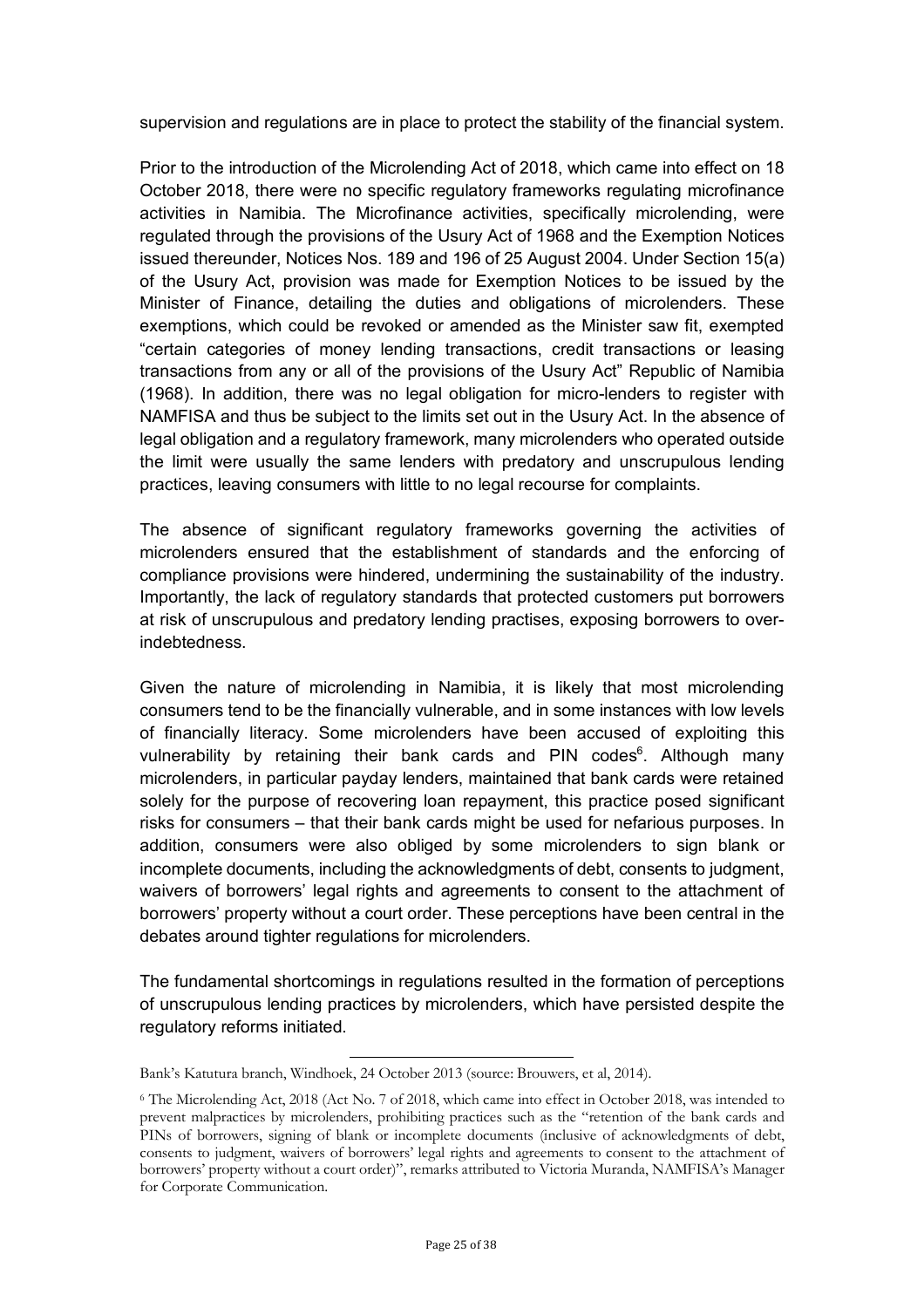supervision and regulations are in place to protect the stability of the financial system.

Prior to the introduction of the Microlending Act of 2018, which came into effect on 18 October 2018, there were no specific regulatory frameworks regulating microfinance activities in Namibia. The Microfinance activities, specifically microlending, were regulated through the provisions of the Usury Act of 1968 and the Exemption Notices issued thereunder, Notices Nos. 189 and 196 of 25 August 2004. Under Section 15(a) of the Usury Act, provision was made for Exemption Notices to be issued by the Minister of Finance, detailing the duties and obligations of microlenders. These exemptions, which could be revoked or amended as the Minister saw fit, exempted "certain categories of money lending transactions, credit transactions or leasing transactions from any or all of the provisions of the Usury Act" Republic of Namibia (1968). In addition, there was no legal obligation for micro-lenders to register with NAMFISA and thus be subject to the limits set out in the Usury Act. In the absence of legal obligation and a regulatory framework, many microlenders who operated outside the limit were usually the same lenders with predatory and unscrupulous lending practices, leaving consumers with little to no legal recourse for complaints.

The absence of significant regulatory frameworks governing the activities of microlenders ensured that the establishment of standards and the enforcing of compliance provisions were hindered, undermining the sustainability of the industry. Importantly, the lack of regulatory standards that protected customers put borrowers at risk of unscrupulous and predatory lending practises, exposing borrowers to over-indebtedness.

Given the nature of microlending in Namibia, it is likely that most microlending consumers tend to be the financially vulnerable, and in some instances with low levels of financially literacy. Some microlenders have been accused of exploiting this vulnerability by retaining their bank cards and PIN codes[6]. Although many microlenders, in particular payday lenders, maintained that bank cards were retained solely for the purpose of recovering loan repayment, this practice posed significant risks for consumers – that their bank cards might be used for nefarious purposes. In addition, consumers were also obliged by some microlenders to sign blank or incomplete documents, including the acknowledgments of debt, consents to judgment, waivers of borrowers' legal rights and agreements to consent to the attachment of borrowers' property without a court order. These perceptions have been central in the debates around tighter regulations for microlenders.

The fundamental shortcomings in regulations resulted in the formation of perceptions of unscrupulous lending practices by microlenders, which have persisted despite the regulatory reforms initiated.

---

Bank's Katutura branch, Windhoek, 24 October 2013 (source: Brouwers, et al, 2014).

[6] The Microlending Act, 2018 (Act No. 7 of 2018, which came into effect in October 2018, was intended to prevent malpractices by microlenders, prohibiting practices such as the "retention of the bank cards and PINs of borrowers, signing of blank or incomplete documents (inclusive of acknowledgments of debt, consents to judgment, waivers of borrowers' legal rights and agreements to consent to the attachment of borrowers' property without a court order)", remarks attributed to Victoria Muranda, NAMFISA's Manager for Corporate Communication.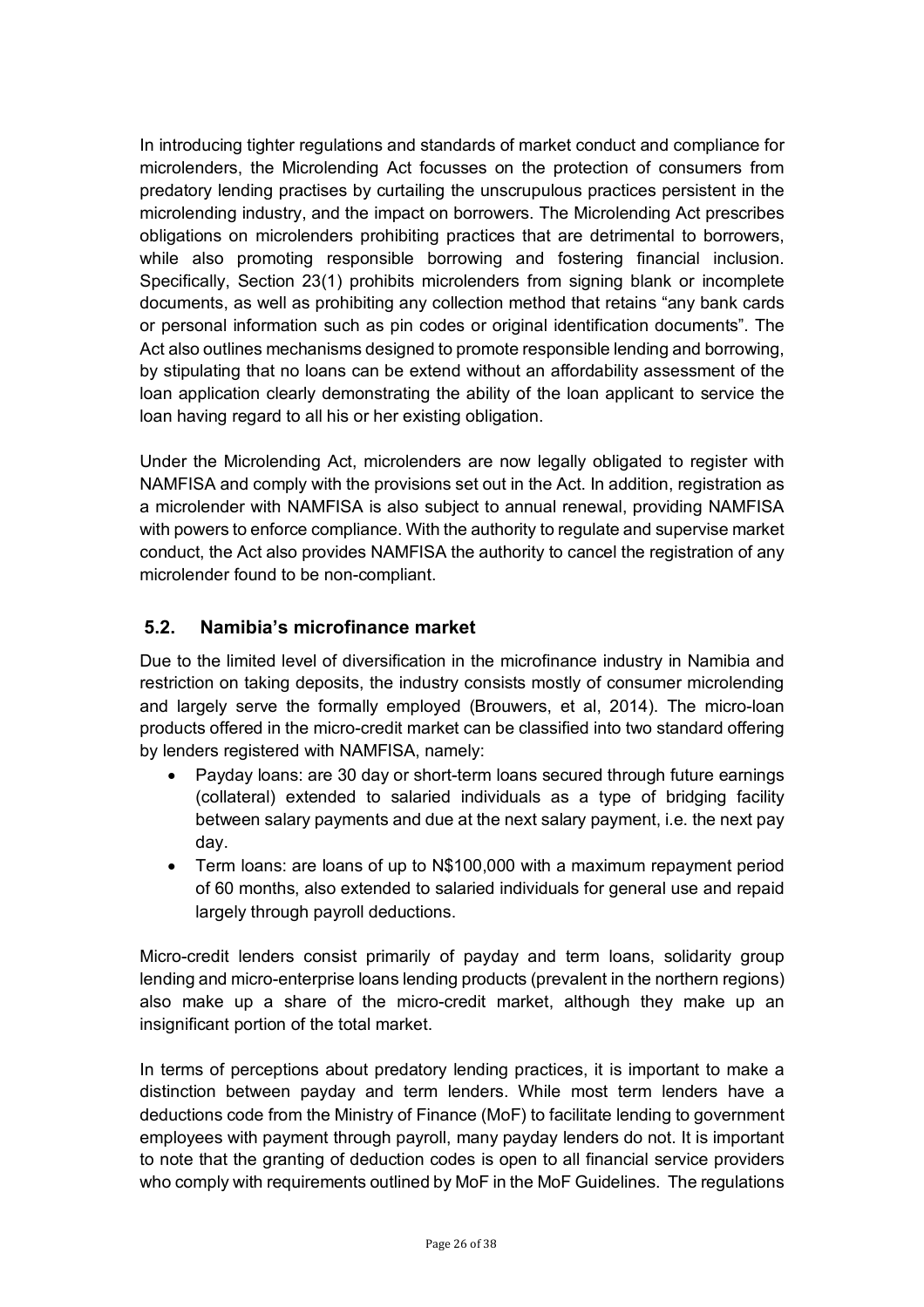In introducing tighter regulations and standards of market conduct and compliance for microlenders, the Microlending Act focusses on the protection of consumers from predatory lending practises by curtailing the unscrupulous practices persistent in the microlending industry, and the impact on borrowers. The Microlending Act prescribes obligations on microlenders prohibiting practices that are detrimental to borrowers, while also promoting responsible borrowing and fostering financial inclusion. Specifically, Section 23(1) prohibits microlenders from signing blank or incomplete documents, as well as prohibiting any collection method that retains "any bank cards or personal information such as pin codes or original identification documents". The Act also outlines mechanisms designed to promote responsible lending and borrowing, by stipulating that no loans can be extend without an affordability assessment of the loan application clearly demonstrating the ability of the loan applicant to service the loan having regard to all his or her existing obligation.

Under the Microlending Act, microlenders are now legally obligated to register with NAMFISA and comply with the provisions set out in the Act. In addition, registration as a microlender with NAMFISA is also subject to annual renewal, providing NAMFISA with powers to enforce compliance. With the authority to regulate and supervise market conduct, the Act also provides NAMFISA the authority to cancel the registration of any microlender found to be non-compliant.

## 5.2. Namibia's microfinance market

Due to the limited level of diversification in the microfinance industry in Namibia and restriction on taking deposits, the industry consists mostly of consumer microlending and largely serve the formally employed (Brouwers, et al, 2014). The micro-loan products offered in the micro-credit market can be classified into two standard offering by lenders registered with NAMFISA, namely:

- Payday loans: are 30 day or short-term loans secured through future earnings (collateral) extended to salaried individuals as a type of bridging facility between salary payments and due at the next salary payment, i.e. the next pay day.
- Term loans: are loans of up to N$100,000 with a maximum repayment period of 60 months, also extended to salaried individuals for general use and repaid largely through payroll deductions.

Micro-credit lenders consist primarily of payday and term loans, solidarity group lending and micro-enterprise loans lending products (prevalent in the northern regions) also make up a share of the micro-credit market, although they make up an insignificant portion of the total market.

In terms of perceptions about predatory lending practices, it is important to make a distinction between payday and term lenders. While most term lenders have a deductions code from the Ministry of Finance (MoF) to facilitate lending to government employees with payment through payroll, many payday lenders do not. It is important to note that the granting of deduction codes is open to all financial service providers who comply with requirements outlined by MoF in the MoF Guidelines. The regulations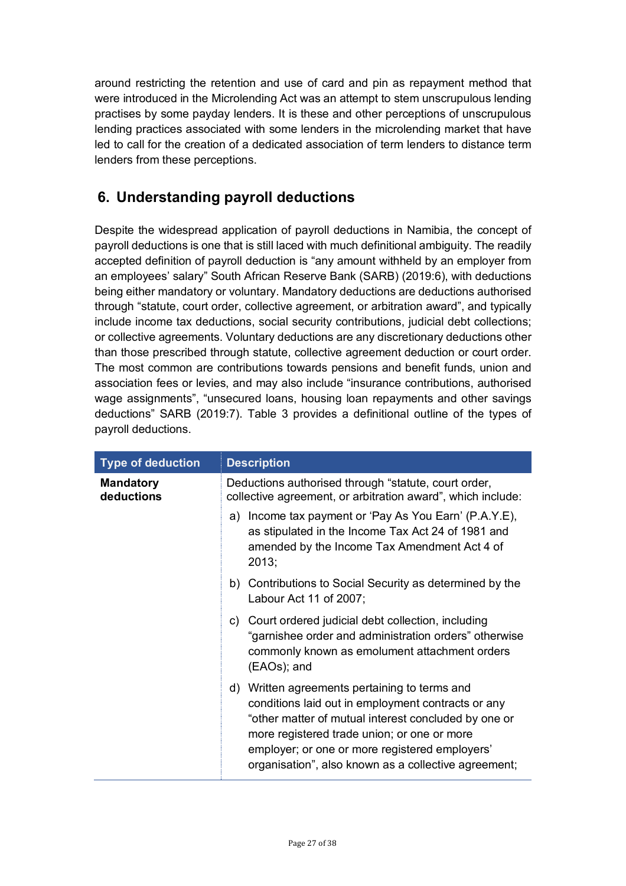around restricting the retention and use of card and pin as repayment method that were introduced in the Microlending Act was an attempt to stem unscrupulous lending practises by some payday lenders. It is these and other perceptions of unscrupulous lending practices associated with some lenders in the microlending market that have led to call for the creation of a dedicated association of term lenders to distance term lenders from these perceptions.

## 6. Understanding payroll deductions

Despite the widespread application of payroll deductions in Namibia, the concept of payroll deductions is one that is still laced with much definitional ambiguity. The readily accepted definition of payroll deduction is "any amount withheld by an employer from an employees' salary" South African Reserve Bank (SARB) (2019:6), with deductions being either mandatory or voluntary. Mandatory deductions are deductions authorised through "statute, court order, collective agreement, or arbitration award", and typically include income tax deductions, social security contributions, judicial debt collections; or collective agreements. Voluntary deductions are any discretionary deductions other than those prescribed through statute, collective agreement deduction or court order. The most common are contributions towards pensions and benefit funds, union and association fees or levies, and may also include "insurance contributions, authorised wage assignments", "unsecured loans, housing loan repayments and other savings deductions" SARB (2019:7). Table 3 provides a definitional outline of the types of payroll deductions.

| Type of deduction | Description |
|---|---|
| **Mandatory deductions** | Deductions authorised through "statute, court order, collective agreement, or arbitration award", which include:<br>a) Income tax payment or 'Pay As You Earn' (P.A.Y.E), as stipulated in the Income Tax Act 24 of 1981 and amended by the Income Tax Amendment Act 4 of 2013;<br>b) Contributions to Social Security as determined by the Labour Act 11 of 2007;<br>c) Court ordered judicial debt collection, including "garnishee order and administration orders" otherwise commonly known as emolument attachment orders (EAOs); and<br>d) Written agreements pertaining to terms and conditions laid out in employment contracts or any "other matter of mutual interest concluded by one or more registered trade union; or one or more employer; or one or more registered employers' organisation", also known as a collective agreement; |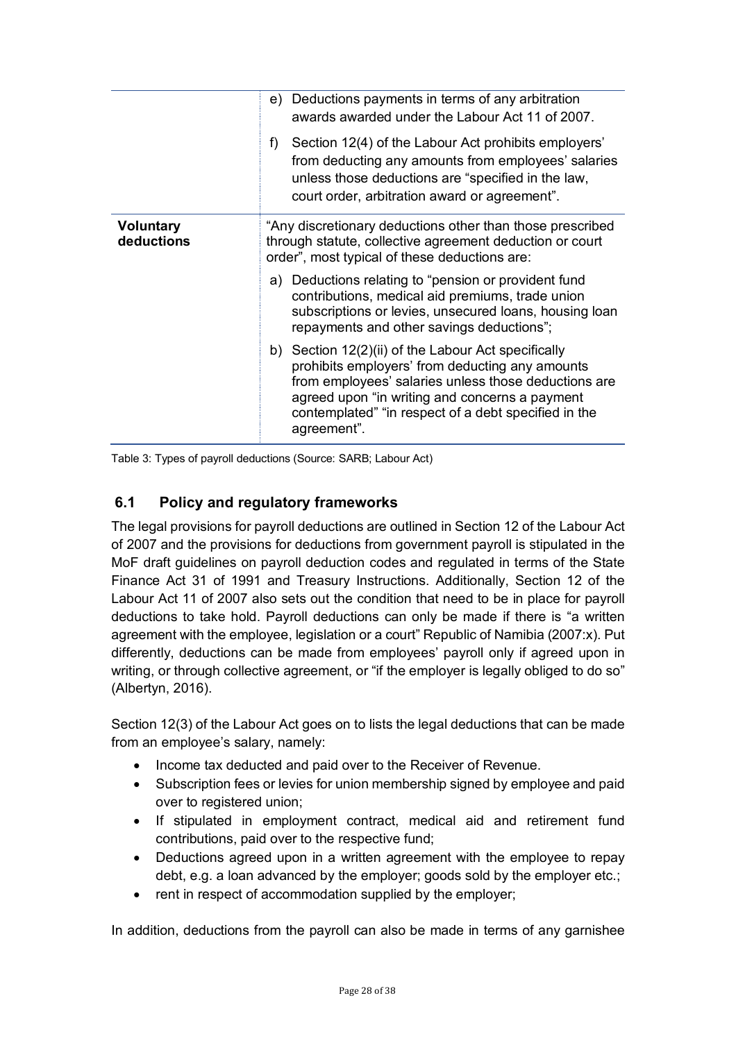| | |
|---|---|
| | e) Deductions payments in terms of any arbitration awards awarded under the Labour Act 11 of 2007.<br><br>f) Section 12(4) of the Labour Act prohibits employers' from deducting any amounts from employees' salaries unless those deductions are "specified in the law, court order, arbitration award or agreement". |
| **Voluntary deductions** | "Any discretionary deductions other than those prescribed through statute, collective agreement deduction or court order", most typical of these deductions are:<br><br>a) Deductions relating to "pension or provident fund contributions, medical aid premiums, trade union subscriptions or levies, unsecured loans, housing loan repayments and other savings deductions";<br><br>b) Section 12(2)(ii) of the Labour Act specifically prohibits employers' from deducting any amounts from employees' salaries unless those deductions are agreed upon "in writing and concerns a payment contemplated" "in respect of a debt specified in the agreement". |

Table 3: Types of payroll deductions (Source: SARB; Labour Act)

## 6.1 Policy and regulatory frameworks

The legal provisions for payroll deductions are outlined in Section 12 of the Labour Act of 2007 and the provisions for deductions from government payroll is stipulated in the MoF draft guidelines on payroll deduction codes and regulated in terms of the State Finance Act 31 of 1991 and Treasury Instructions. Additionally, Section 12 of the Labour Act 11 of 2007 also sets out the condition that need to be in place for payroll deductions to take hold. Payroll deductions can only be made if there is "a written agreement with the employee, legislation or a court" Republic of Namibia (2007:x). Put differently, deductions can be made from employees' payroll only if agreed upon in writing, or through collective agreement, or "if the employer is legally obliged to do so" (Albertyn, 2016).

Section 12(3) of the Labour Act goes on to lists the legal deductions that can be made from an employee's salary, namely:

- Income tax deducted and paid over to the Receiver of Revenue.
- Subscription fees or levies for union membership signed by employee and paid over to registered union;
- If stipulated in employment contract, medical aid and retirement fund contributions, paid over to the respective fund;
- Deductions agreed upon in a written agreement with the employee to repay debt, e.g. a loan advanced by the employer; goods sold by the employer etc.;
- rent in respect of accommodation supplied by the employer;

In addition, deductions from the payroll can also be made in terms of any garnishee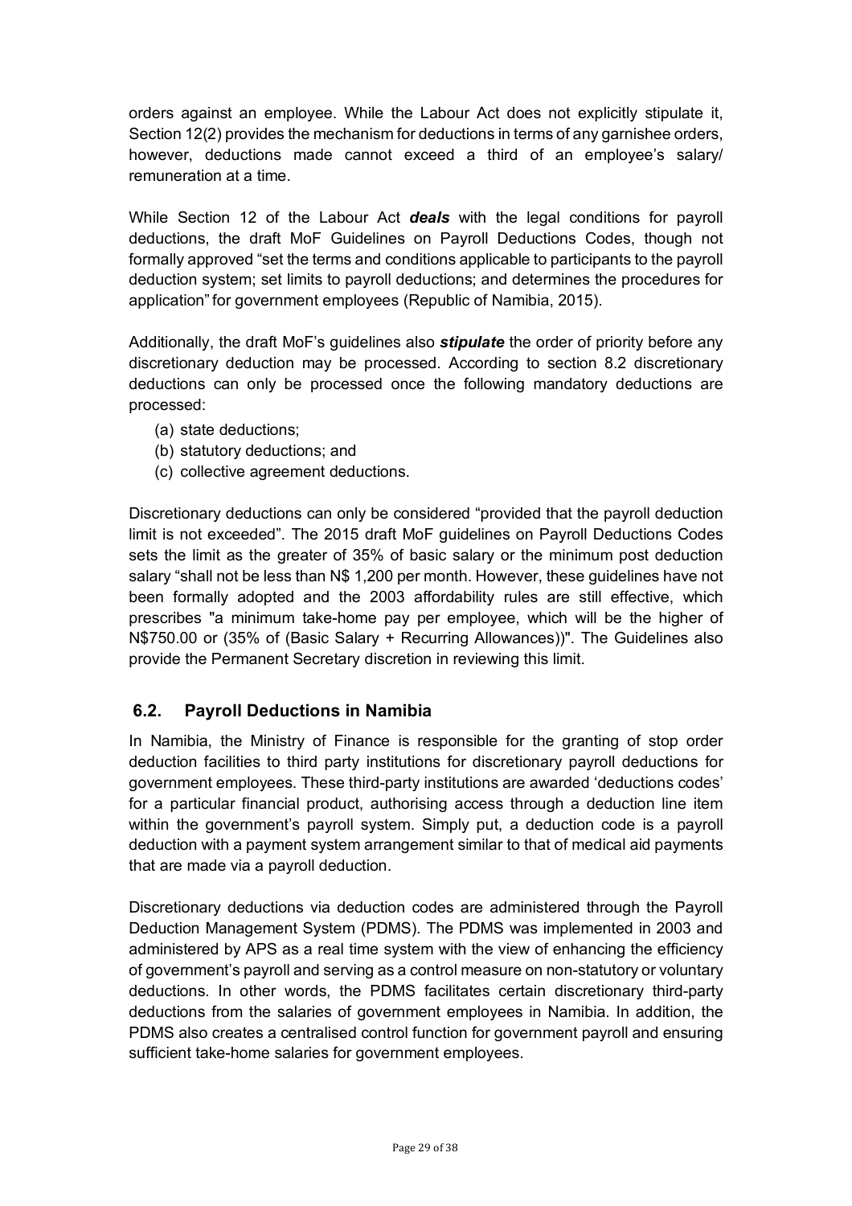orders against an employee. While the Labour Act does not explicitly stipulate it, Section 12(2) provides the mechanism for deductions in terms of any garnishee orders, however, deductions made cannot exceed a third of an employee's salary/ remuneration at a time.

While Section 12 of the Labour Act ***deals*** with the legal conditions for payroll deductions, the draft MoF Guidelines on Payroll Deductions Codes, though not formally approved "set the terms and conditions applicable to participants to the payroll deduction system; set limits to payroll deductions; and determines the procedures for application" for government employees (Republic of Namibia, 2015).

Additionally, the draft MoF's guidelines also ***stipulate*** the order of priority before any discretionary deduction may be processed. According to section 8.2 discretionary deductions can only be processed once the following mandatory deductions are processed:

(a) state deductions;
(b) statutory deductions; and
(c) collective agreement deductions.

Discretionary deductions can only be considered "provided that the payroll deduction limit is not exceeded". The 2015 draft MoF guidelines on Payroll Deductions Codes sets the limit as the greater of 35% of basic salary or the minimum post deduction salary "shall not be less than N$ 1,200 per month. However, these guidelines have not been formally adopted and the 2003 affordability rules are still effective, which prescribes "a minimum take-home pay per employee, which will be the higher of N$750.00 or (35% of (Basic Salary + Recurring Allowances))". The Guidelines also provide the Permanent Secretary discretion in reviewing this limit.

## 6.2. Payroll Deductions in Namibia

In Namibia, the Ministry of Finance is responsible for the granting of stop order deduction facilities to third party institutions for discretionary payroll deductions for government employees. These third-party institutions are awarded 'deductions codes' for a particular financial product, authorising access through a deduction line item within the government's payroll system. Simply put, a deduction code is a payroll deduction with a payment system arrangement similar to that of medical aid payments that are made via a payroll deduction.

Discretionary deductions via deduction codes are administered through the Payroll Deduction Management System (PDMS). The PDMS was implemented in 2003 and administered by APS as a real time system with the view of enhancing the efficiency of government's payroll and serving as a control measure on non-statutory or voluntary deductions. In other words, the PDMS facilitates certain discretionary third-party deductions from the salaries of government employees in Namibia. In addition, the PDMS also creates a centralised control function for government payroll and ensuring sufficient take-home salaries for government employees.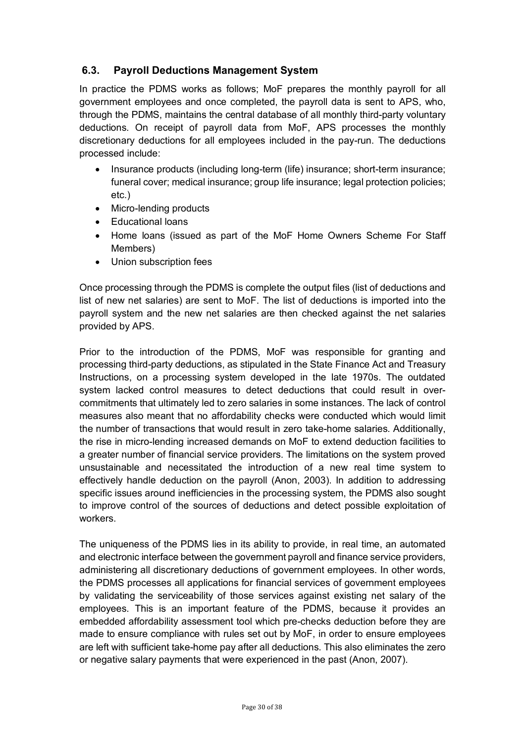## 6.3. Payroll Deductions Management System

In practice the PDMS works as follows; MoF prepares the monthly payroll for all government employees and once completed, the payroll data is sent to APS, who, through the PDMS, maintains the central database of all monthly third-party voluntary deductions. On receipt of payroll data from MoF, APS processes the monthly discretionary deductions for all employees included in the pay-run. The deductions processed include:

- Insurance products (including long-term (life) insurance; short-term insurance; funeral cover; medical insurance; group life insurance; legal protection policies; etc.)
- Micro-lending products
- Educational loans
- Home loans (issued as part of the MoF Home Owners Scheme For Staff Members)
- Union subscription fees

Once processing through the PDMS is complete the output files (list of deductions and list of new net salaries) are sent to MoF. The list of deductions is imported into the payroll system and the new net salaries are then checked against the net salaries provided by APS.

Prior to the introduction of the PDMS, MoF was responsible for granting and processing third-party deductions, as stipulated in the State Finance Act and Treasury Instructions, on a processing system developed in the late 1970s. The outdated system lacked control measures to detect deductions that could result in over-commitments that ultimately led to zero salaries in some instances. The lack of control measures also meant that no affordability checks were conducted which would limit the number of transactions that would result in zero take-home salaries. Additionally, the rise in micro-lending increased demands on MoF to extend deduction facilities to a greater number of financial service providers. The limitations on the system proved unsustainable and necessitated the introduction of a new real time system to effectively handle deduction on the payroll (Anon, 2003). In addition to addressing specific issues around inefficiencies in the processing system, the PDMS also sought to improve control of the sources of deductions and detect possible exploitation of workers.

The uniqueness of the PDMS lies in its ability to provide, in real time, an automated and electronic interface between the government payroll and finance service providers, administering all discretionary deductions of government employees. In other words, the PDMS processes all applications for financial services of government employees by validating the serviceability of those services against existing net salary of the employees. This is an important feature of the PDMS, because it provides an embedded affordability assessment tool which pre-checks deduction before they are made to ensure compliance with rules set out by MoF, in order to ensure employees are left with sufficient take-home pay after all deductions. This also eliminates the zero or negative salary payments that were experienced in the past (Anon, 2007).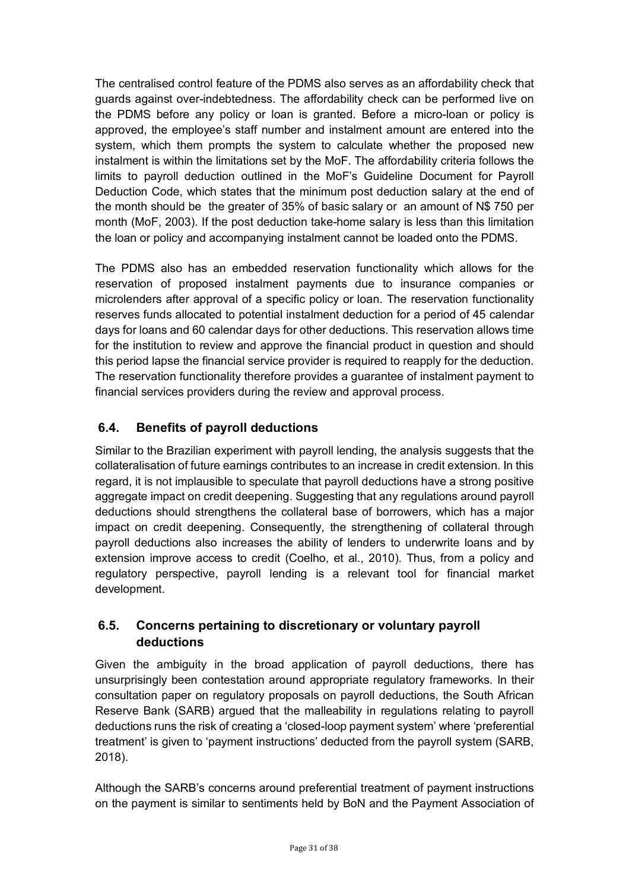The centralised control feature of the PDMS also serves as an affordability check that guards against over-indebtedness. The affordability check can be performed live on the PDMS before any policy or loan is granted. Before a micro-loan or policy is approved, the employee's staff number and instalment amount are entered into the system, which them prompts the system to calculate whether the proposed new instalment is within the limitations set by the MoF. The affordability criteria follows the limits to payroll deduction outlined in the MoF's Guideline Document for Payroll Deduction Code, which states that the minimum post deduction salary at the end of the month should be the greater of 35% of basic salary or an amount of N$ 750 per month (MoF, 2003). If the post deduction take-home salary is less than this limitation the loan or policy and accompanying instalment cannot be loaded onto the PDMS.

The PDMS also has an embedded reservation functionality which allows for the reservation of proposed instalment payments due to insurance companies or microlenders after approval of a specific policy or loan. The reservation functionality reserves funds allocated to potential instalment deduction for a period of 45 calendar days for loans and 60 calendar days for other deductions. This reservation allows time for the institution to review and approve the financial product in question and should this period lapse the financial service provider is required to reapply for the deduction. The reservation functionality therefore provides a guarantee of instalment payment to financial services providers during the review and approval process.

## 6.4. Benefits of payroll deductions

Similar to the Brazilian experiment with payroll lending, the analysis suggests that the collateralisation of future earnings contributes to an increase in credit extension. In this regard, it is not implausible to speculate that payroll deductions have a strong positive aggregate impact on credit deepening. Suggesting that any regulations around payroll deductions should strengthens the collateral base of borrowers, which has a major impact on credit deepening. Consequently, the strengthening of collateral through payroll deductions also increases the ability of lenders to underwrite loans and by extension improve access to credit (Coelho, et al., 2010). Thus, from a policy and regulatory perspective, payroll lending is a relevant tool for financial market development.

## 6.5. Concerns pertaining to discretionary or voluntary payroll deductions

Given the ambiguity in the broad application of payroll deductions, there has unsurprisingly been contestation around appropriate regulatory frameworks. In their consultation paper on regulatory proposals on payroll deductions, the South African Reserve Bank (SARB) argued that the malleability in regulations relating to payroll deductions runs the risk of creating a 'closed-loop payment system' where 'preferential treatment' is given to 'payment instructions' deducted from the payroll system (SARB, 2018).

Although the SARB's concerns around preferential treatment of payment instructions on the payment is similar to sentiments held by BoN and the Payment Association of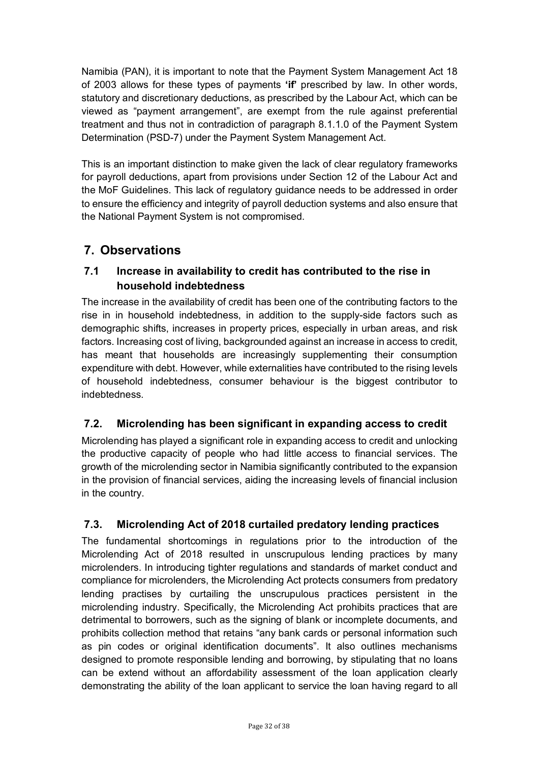Namibia (PAN), it is important to note that the Payment System Management Act 18 of 2003 allows for these types of payments **'if'** prescribed by law. In other words, statutory and discretionary deductions, as prescribed by the Labour Act, which can be viewed as "payment arrangement", are exempt from the rule against preferential treatment and thus not in contradiction of paragraph 8.1.1.0 of the Payment System Determination (PSD-7) under the Payment System Management Act.

This is an important distinction to make given the lack of clear regulatory frameworks for payroll deductions, apart from provisions under Section 12 of the Labour Act and the MoF Guidelines. This lack of regulatory guidance needs to be addressed in order to ensure the efficiency and integrity of payroll deduction systems and also ensure that the National Payment System is not compromised.

## 7. Observations

### 7.1 Increase in availability to credit has contributed to the rise in household indebtedness

The increase in the availability of credit has been one of the contributing factors to the rise in in household indebtedness, in addition to the supply-side factors such as demographic shifts, increases in property prices, especially in urban areas, and risk factors. Increasing cost of living, backgrounded against an increase in access to credit, has meant that households are increasingly supplementing their consumption expenditure with debt. However, while externalities have contributed to the rising levels of household indebtedness, consumer behaviour is the biggest contributor to indebtedness.

### 7.2. Microlending has been significant in expanding access to credit

Microlending has played a significant role in expanding access to credit and unlocking the productive capacity of people who had little access to financial services. The growth of the microlending sector in Namibia significantly contributed to the expansion in the provision of financial services, aiding the increasing levels of financial inclusion in the country.

### 7.3. Microlending Act of 2018 curtailed predatory lending practices

The fundamental shortcomings in regulations prior to the introduction of the Microlending Act of 2018 resulted in unscrupulous lending practices by many microlenders. In introducing tighter regulations and standards of market conduct and compliance for microlenders, the Microlending Act protects consumers from predatory lending practises by curtailing the unscrupulous practices persistent in the microlending industry. Specifically, the Microlending Act prohibits practices that are detrimental to borrowers, such as the signing of blank or incomplete documents, and prohibits collection method that retains "any bank cards or personal information such as pin codes or original identification documents". It also outlines mechanisms designed to promote responsible lending and borrowing, by stipulating that no loans can be extend without an affordability assessment of the loan application clearly demonstrating the ability of the loan applicant to service the loan having regard to all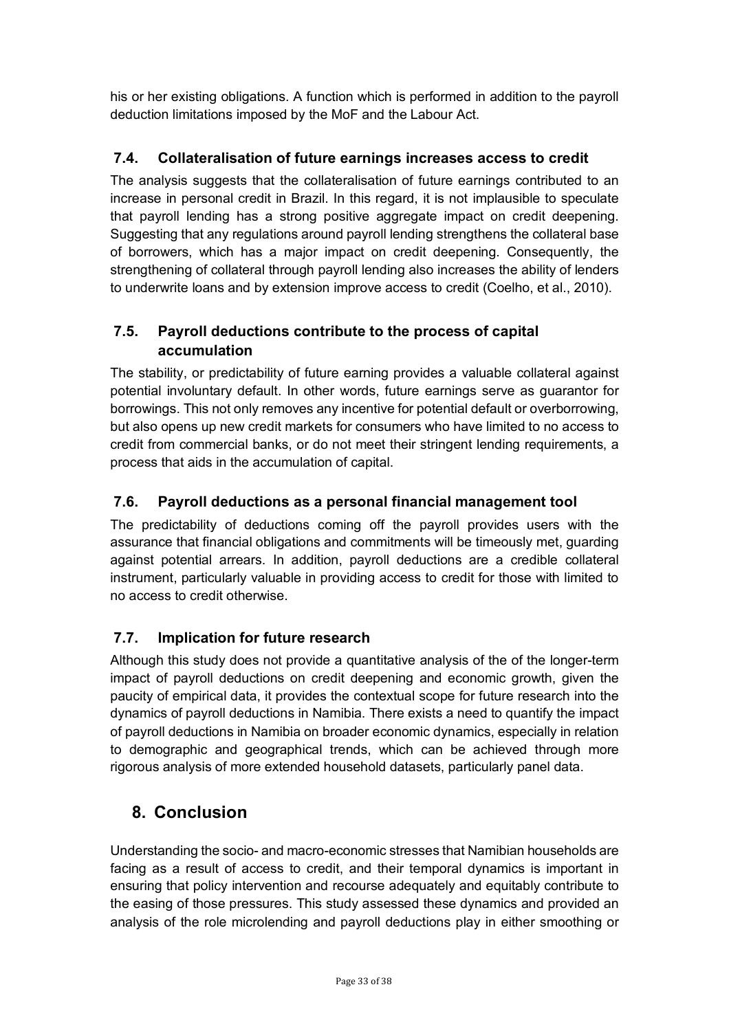his or her existing obligations. A function which is performed in addition to the payroll deduction limitations imposed by the MoF and the Labour Act.

### 7.4. Collateralisation of future earnings increases access to credit

The analysis suggests that the collateralisation of future earnings contributed to an increase in personal credit in Brazil. In this regard, it is not implausible to speculate that payroll lending has a strong positive aggregate impact on credit deepening. Suggesting that any regulations around payroll lending strengthens the collateral base of borrowers, which has a major impact on credit deepening. Consequently, the strengthening of collateral through payroll lending also increases the ability of lenders to underwrite loans and by extension improve access to credit (Coelho, et al., 2010).

### 7.5. Payroll deductions contribute to the process of capital accumulation

The stability, or predictability of future earning provides a valuable collateral against potential involuntary default. In other words, future earnings serve as guarantor for borrowings. This not only removes any incentive for potential default or overborrowing, but also opens up new credit markets for consumers who have limited to no access to credit from commercial banks, or do not meet their stringent lending requirements, a process that aids in the accumulation of capital.

### 7.6. Payroll deductions as a personal financial management tool

The predictability of deductions coming off the payroll provides users with the assurance that financial obligations and commitments will be timeously met, guarding against potential arrears. In addition, payroll deductions are a credible collateral instrument, particularly valuable in providing access to credit for those with limited to no access to credit otherwise.

### 7.7. Implication for future research

Although this study does not provide a quantitative analysis of the of the longer-term impact of payroll deductions on credit deepening and economic growth, given the paucity of empirical data, it provides the contextual scope for future research into the dynamics of payroll deductions in Namibia. There exists a need to quantify the impact of payroll deductions in Namibia on broader economic dynamics, especially in relation to demographic and geographical trends, which can be achieved through more rigorous analysis of more extended household datasets, particularly panel data.

## 8. Conclusion

Understanding the socio- and macro-economic stresses that Namibian households are facing as a result of access to credit, and their temporal dynamics is important in ensuring that policy intervention and recourse adequately and equitably contribute to the easing of those pressures. This study assessed these dynamics and provided an analysis of the role microlending and payroll deductions play in either smoothing or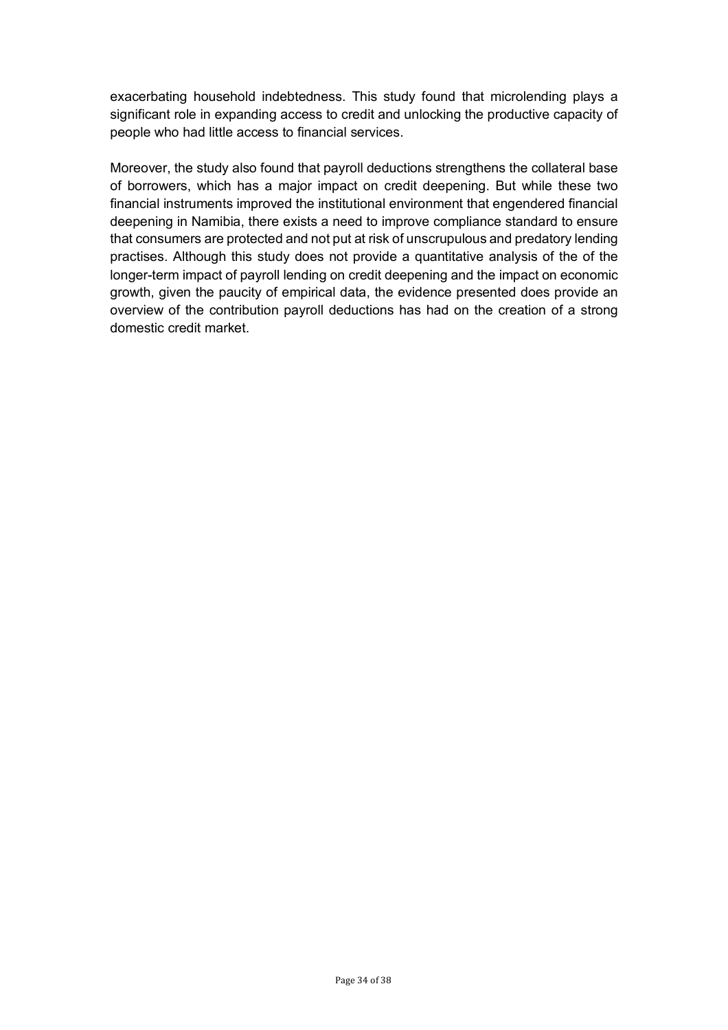exacerbating household indebtedness. This study found that microlending plays a significant role in expanding access to credit and unlocking the productive capacity of people who had little access to financial services.

Moreover, the study also found that payroll deductions strengthens the collateral base of borrowers, which has a major impact on credit deepening. But while these two financial instruments improved the institutional environment that engendered financial deepening in Namibia, there exists a need to improve compliance standard to ensure that consumers are protected and not put at risk of unscrupulous and predatory lending practises. Although this study does not provide a quantitative analysis of the of the longer-term impact of payroll lending on credit deepening and the impact on economic growth, given the paucity of empirical data, the evidence presented does provide an overview of the contribution payroll deductions has had on the creation of a strong domestic credit market.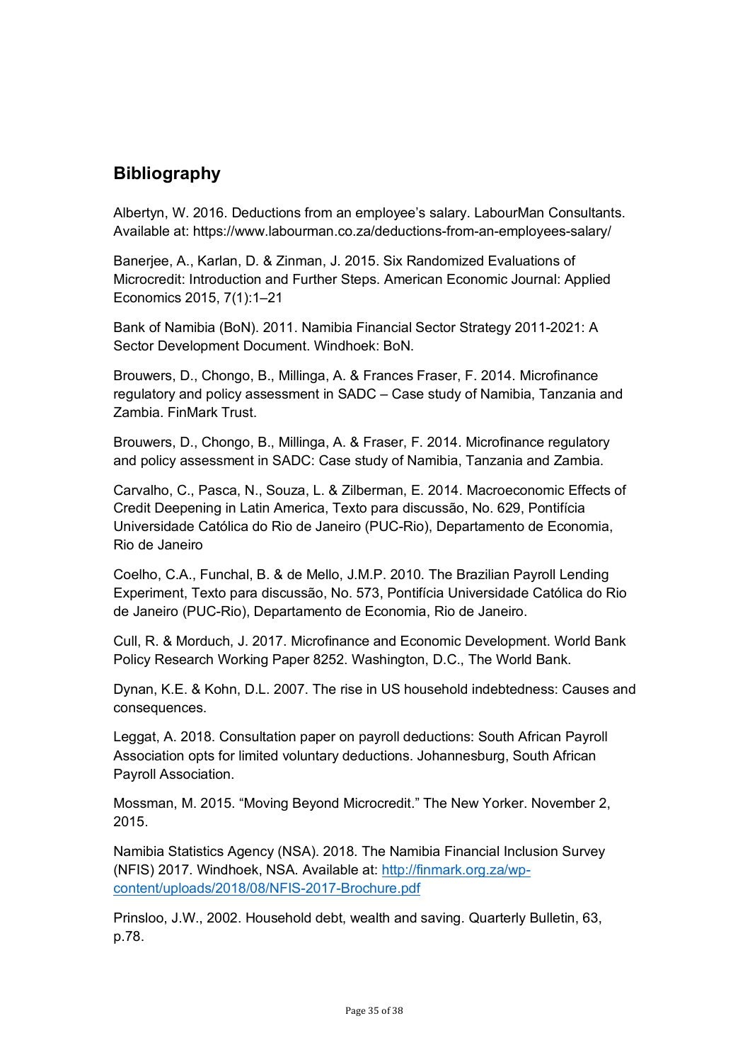## Bibliography

Albertyn, W. 2016. Deductions from an employee's salary. LabourMan Consultants. Available at: https://www.labourman.co.za/deductions-from-an-employees-salary/

Banerjee, A., Karlan, D. & Zinman, J. 2015. Six Randomized Evaluations of Microcredit: Introduction and Further Steps. American Economic Journal: Applied Economics 2015, 7(1):1–21

Bank of Namibia (BoN). 2011. Namibia Financial Sector Strategy 2011-2021: A Sector Development Document. Windhoek: BoN.

Brouwers, D., Chongo, B., Millinga, A. & Frances Fraser, F. 2014. Microfinance regulatory and policy assessment in SADC – Case study of Namibia, Tanzania and Zambia. FinMark Trust.

Brouwers, D., Chongo, B., Millinga, A. & Fraser, F. 2014. Microfinance regulatory and policy assessment in SADC: Case study of Namibia, Tanzania and Zambia.

Carvalho, C., Pasca, N., Souza, L. & Zilberman, E. 2014. Macroeconomic Effects of Credit Deepening in Latin America, Texto para discussão, No. 629, Pontifícia Universidade Católica do Rio de Janeiro (PUC-Rio), Departamento de Economia, Rio de Janeiro

Coelho, C.A., Funchal, B. & de Mello, J.M.P. 2010. The Brazilian Payroll Lending Experiment, Texto para discussão, No. 573, Pontifícia Universidade Católica do Rio de Janeiro (PUC-Rio), Departamento de Economia, Rio de Janeiro.

Cull, R. & Morduch, J. 2017. Microfinance and Economic Development. World Bank Policy Research Working Paper 8252. Washington, D.C., The World Bank.

Dynan, K.E. & Kohn, D.L. 2007. The rise in US household indebtedness: Causes and consequences.

Leggat, A. 2018. Consultation paper on payroll deductions: South African Payroll Association opts for limited voluntary deductions. Johannesburg, South African Payroll Association.

Mossman, M. 2015. "Moving Beyond Microcredit." The New Yorker. November 2, 2015.

Namibia Statistics Agency (NSA). 2018. The Namibia Financial Inclusion Survey (NFIS) 2017. Windhoek, NSA. Available at: http://finmark.org.za/wp-content/uploads/2018/08/NFIS-2017-Brochure.pdf

Prinsloo, J.W., 2002. Household debt, wealth and saving. Quarterly Bulletin, 63, p.78.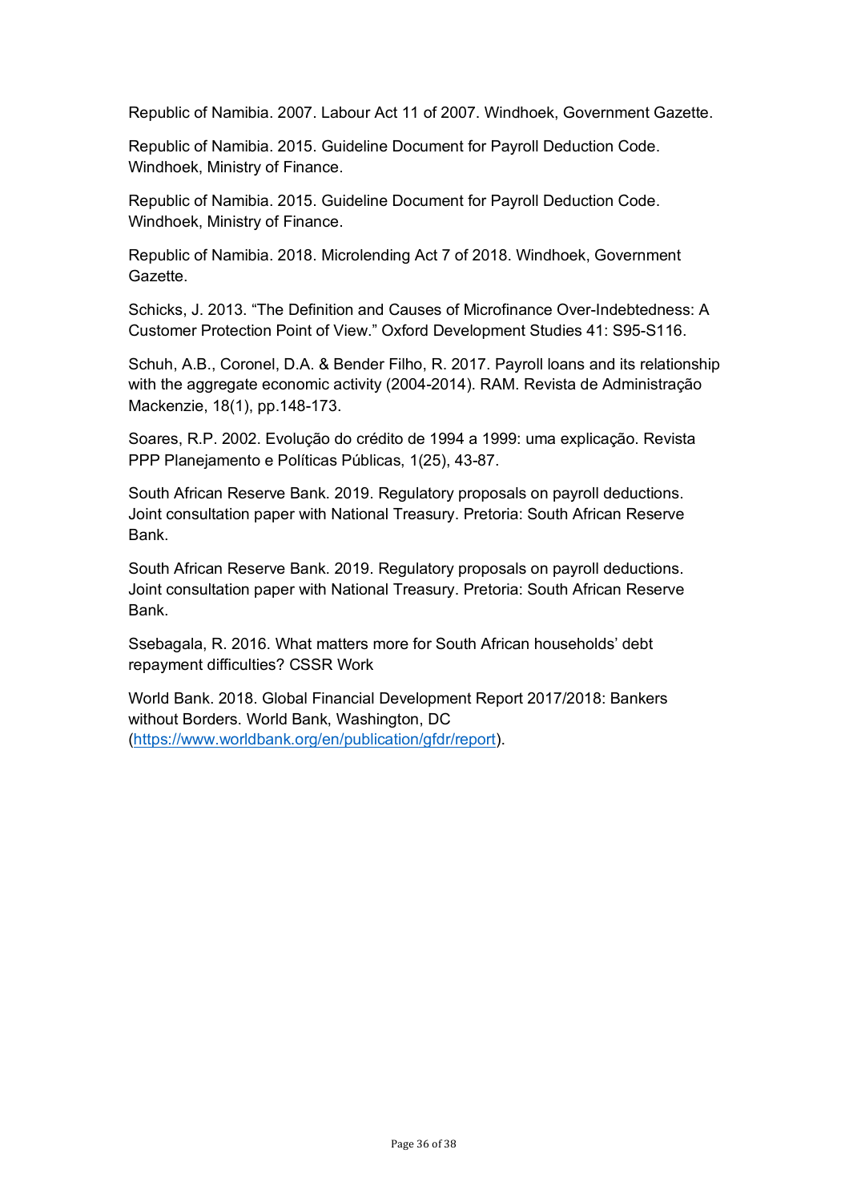Republic of Namibia. 2007. Labour Act 11 of 2007. Windhoek, Government Gazette.

Republic of Namibia. 2015. Guideline Document for Payroll Deduction Code. Windhoek, Ministry of Finance.

Republic of Namibia. 2015. Guideline Document for Payroll Deduction Code. Windhoek, Ministry of Finance.

Republic of Namibia. 2018. Microlending Act 7 of 2018. Windhoek, Government Gazette.

Schicks, J. 2013. "The Definition and Causes of Microfinance Over-Indebtedness: A Customer Protection Point of View." Oxford Development Studies 41: S95-S116.

Schuh, A.B., Coronel, D.A. & Bender Filho, R. 2017. Payroll loans and its relationship with the aggregate economic activity (2004-2014). RAM. Revista de Administração Mackenzie, 18(1), pp.148-173.

Soares, R.P. 2002. Evolução do crédito de 1994 a 1999: uma explicação. Revista PPP Planejamento e Políticas Públicas, 1(25), 43-87.

South African Reserve Bank. 2019. Regulatory proposals on payroll deductions. Joint consultation paper with National Treasury. Pretoria: South African Reserve Bank.

South African Reserve Bank. 2019. Regulatory proposals on payroll deductions. Joint consultation paper with National Treasury. Pretoria: South African Reserve Bank.

Ssebagala, R. 2016. What matters more for South African households' debt repayment difficulties? CSSR Work

World Bank. 2018. Global Financial Development Report 2017/2018: Bankers without Borders. World Bank, Washington, DC (https://www.worldbank.org/en/publication/gfdr/report).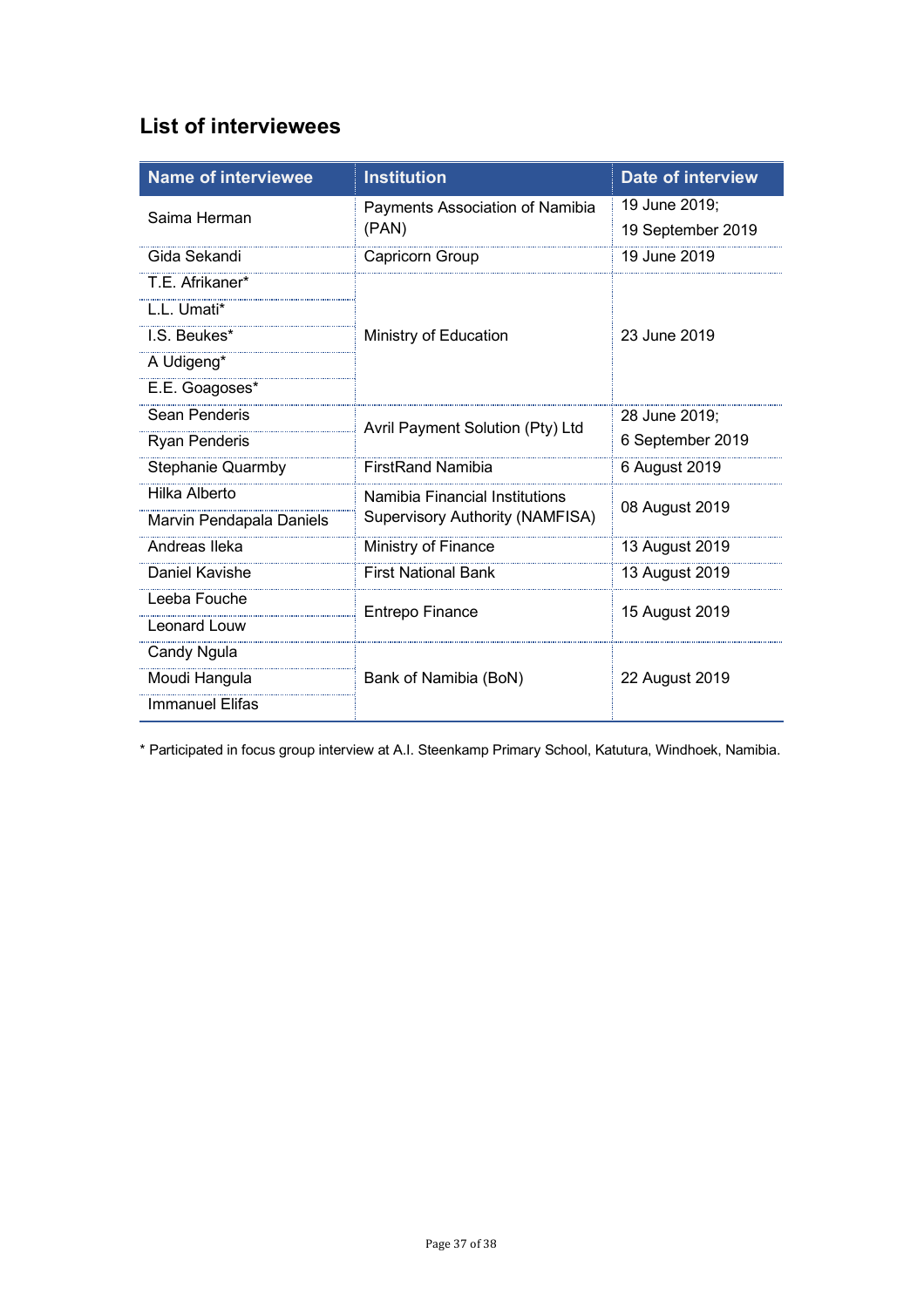## List of interviewees

| Name of interviewee | Institution | Date of interview |
|---|---|---|
| Saima Herman | Payments Association of Namibia (PAN) | 19 June 2019; 19 September 2019 |
| Gida Sekandi | Capricorn Group | 19 June 2019 |
| T.E. Afrikaner* | Ministry of Education | 23 June 2019 |
| L.L. Umati* | | |
| I.S. Beukes* | | |
| A Udigeng* | | |
| E.E. Goagoses* | | |
| Sean Penderis | Avril Payment Solution (Pty) Ltd | 28 June 2019; 6 September 2019 |
| Ryan Penderis | | |
| Stephanie Quarmby | FirstRand Namibia | 6 August 2019 |
| Hilka Alberto | Namibia Financial Institutions Supervisory Authority (NAMFISA) | 08 August 2019 |
| Marvin Pendapala Daniels | | |
| Andreas Ileka | Ministry of Finance | 13 August 2019 |
| Daniel Kavishe | First National Bank | 13 August 2019 |
| Leeba Fouche | Entrepo Finance | 15 August 2019 |
| Leonard Louw | | |
| Candy Ngula | Bank of Namibia (BoN) | 22 August 2019 |
| Moudi Hangula | | |
| Immanuel Elifas | | |

* Participated in focus group interview at A.I. Steenkamp Primary School, Katutura, Windhoek, Namibia.